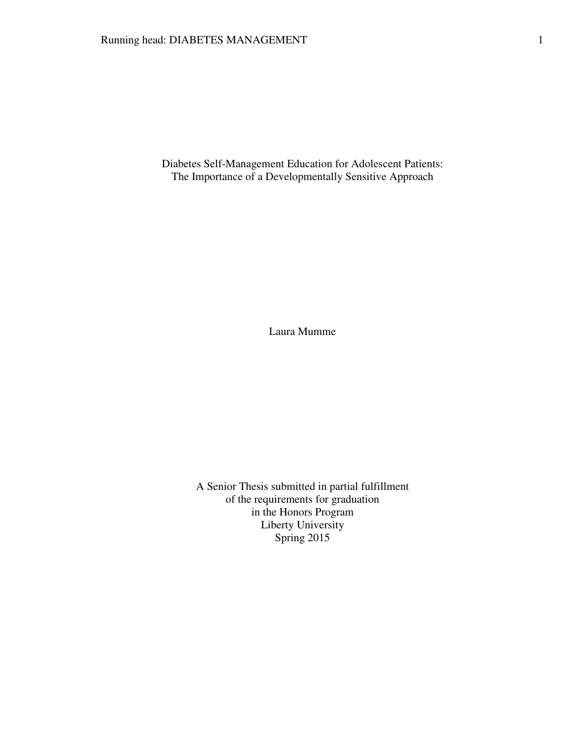# Diabetes Self-Management Education for Adolescent Patients: The Importance of a Developmentally Sensitive Approach

Laura Mumme

A Senior Thesis submitted in partial fulfillment
of the requirements for graduation
in the Honors Program
Liberty University
Spring 2015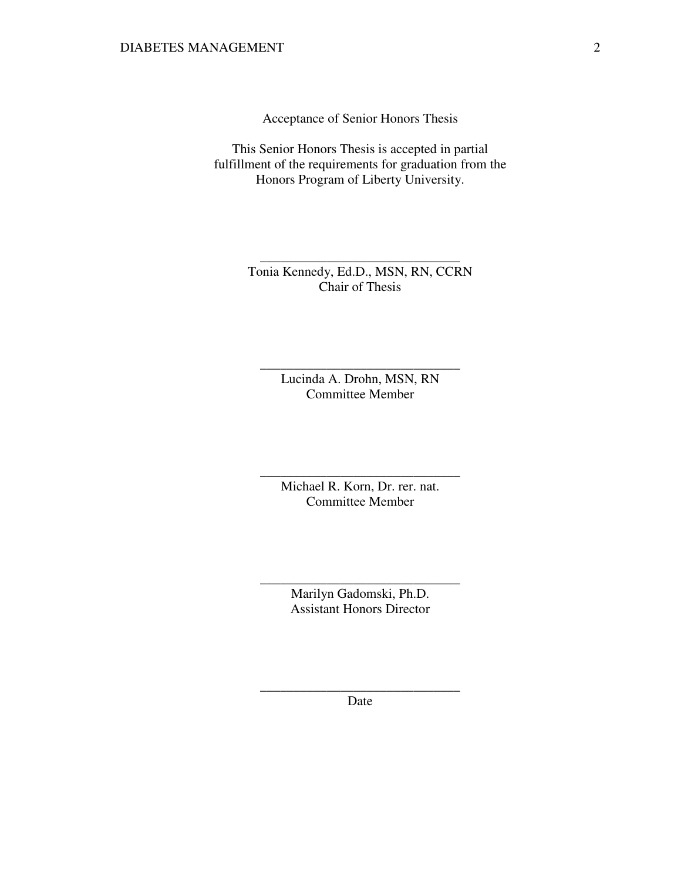Acceptance of Senior Honors Thesis

This Senior Honors Thesis is accepted in partial fulfillment of the requirements for graduation from the Honors Program of Liberty University.

______________________________
Tonia Kennedy, Ed.D., MSN, RN, CCRN
Chair of Thesis

______________________________
Lucinda A. Drohn, MSN, RN
Committee Member

______________________________
Michael R. Korn, Dr. rer. nat.
Committee Member

______________________________
Marilyn Gadomski, Ph.D.
Assistant Honors Director

______________________________
Date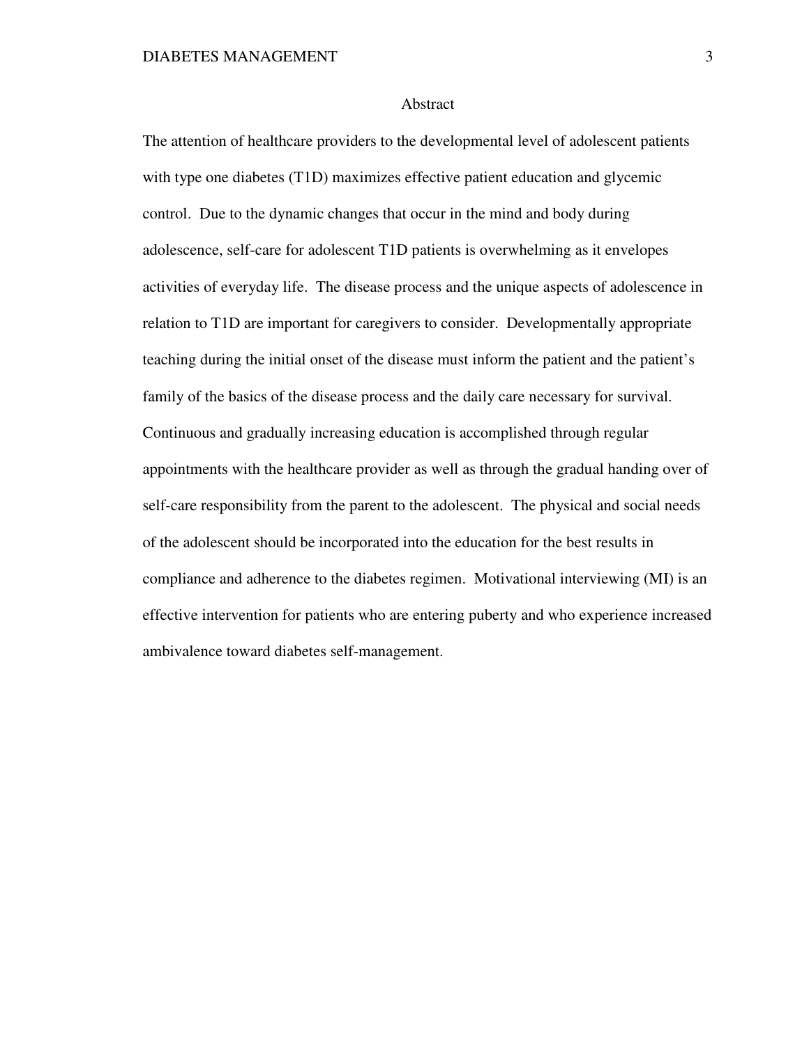## Abstract

The attention of healthcare providers to the developmental level of adolescent patients with type one diabetes (T1D) maximizes effective patient education and glycemic control. Due to the dynamic changes that occur in the mind and body during adolescence, self-care for adolescent T1D patients is overwhelming as it envelopes activities of everyday life. The disease process and the unique aspects of adolescence in relation to T1D are important for caregivers to consider. Developmentally appropriate teaching during the initial onset of the disease must inform the patient and the patient's family of the basics of the disease process and the daily care necessary for survival. Continuous and gradually increasing education is accomplished through regular appointments with the healthcare provider as well as through the gradual handing over of self-care responsibility from the parent to the adolescent. The physical and social needs of the adolescent should be incorporated into the education for the best results in compliance and adherence to the diabetes regimen. Motivational interviewing (MI) is an effective intervention for patients who are entering puberty and who experience increased ambivalence toward diabetes self-management.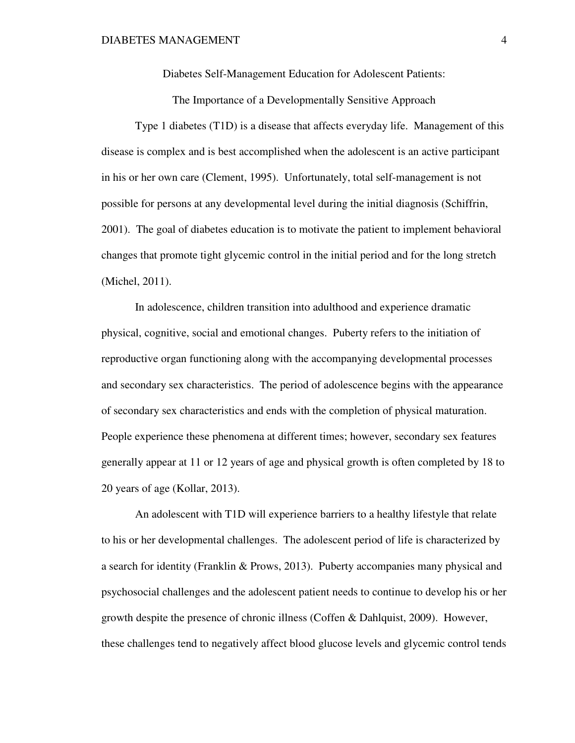# Diabetes Self-Management Education for Adolescent Patients:

## The Importance of a Developmentally Sensitive Approach

Type 1 diabetes (T1D) is a disease that affects everyday life. Management of this disease is complex and is best accomplished when the adolescent is an active participant in his or her own care (Clement, 1995). Unfortunately, total self-management is not possible for persons at any developmental level during the initial diagnosis (Schiffrin, 2001). The goal of diabetes education is to motivate the patient to implement behavioral changes that promote tight glycemic control in the initial period and for the long stretch (Michel, 2011).

In adolescence, children transition into adulthood and experience dramatic physical, cognitive, social and emotional changes. Puberty refers to the initiation of reproductive organ functioning along with the accompanying developmental processes and secondary sex characteristics. The period of adolescence begins with the appearance of secondary sex characteristics and ends with the completion of physical maturation. People experience these phenomena at different times; however, secondary sex features generally appear at 11 or 12 years of age and physical growth is often completed by 18 to 20 years of age (Kollar, 2013).

An adolescent with T1D will experience barriers to a healthy lifestyle that relate to his or her developmental challenges. The adolescent period of life is characterized by a search for identity (Franklin & Prows, 2013). Puberty accompanies many physical and psychosocial challenges and the adolescent patient needs to continue to develop his or her growth despite the presence of chronic illness (Coffen & Dahlquist, 2009). However, these challenges tend to negatively affect blood glucose levels and glycemic control tends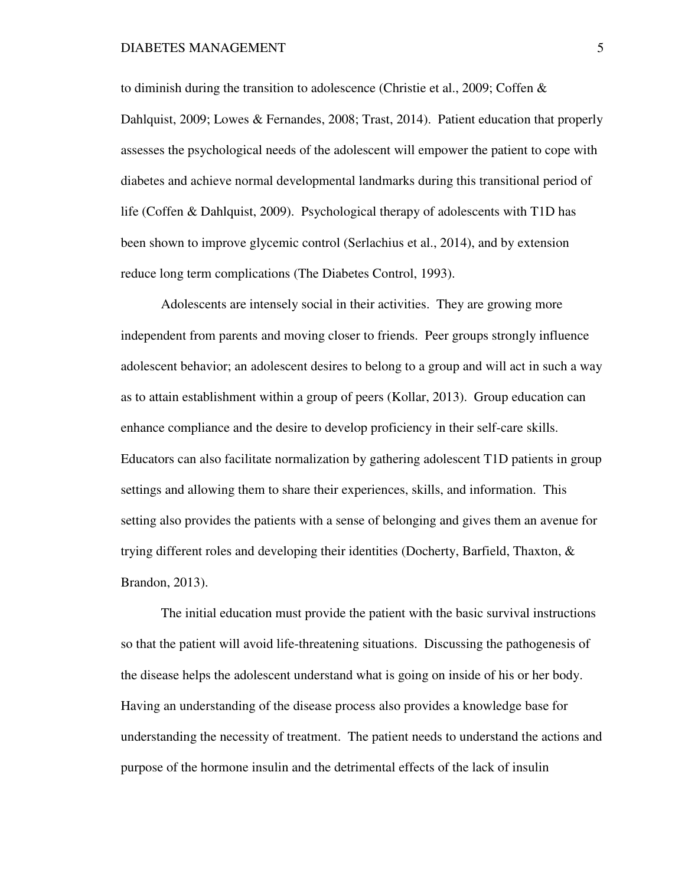to diminish during the transition to adolescence (Christie et al., 2009; Coffen & Dahlquist, 2009; Lowes & Fernandes, 2008; Trast, 2014). Patient education that properly assesses the psychological needs of the adolescent will empower the patient to cope with diabetes and achieve normal developmental landmarks during this transitional period of life (Coffen & Dahlquist, 2009). Psychological therapy of adolescents with T1D has been shown to improve glycemic control (Serlachius et al., 2014), and by extension reduce long term complications (The Diabetes Control, 1993).

Adolescents are intensely social in their activities. They are growing more independent from parents and moving closer to friends. Peer groups strongly influence adolescent behavior; an adolescent desires to belong to a group and will act in such a way as to attain establishment within a group of peers (Kollar, 2013). Group education can enhance compliance and the desire to develop proficiency in their self-care skills. Educators can also facilitate normalization by gathering adolescent T1D patients in group settings and allowing them to share their experiences, skills, and information. This setting also provides the patients with a sense of belonging and gives them an avenue for trying different roles and developing their identities (Docherty, Barfield, Thaxton, & Brandon, 2013).

The initial education must provide the patient with the basic survival instructions so that the patient will avoid life-threatening situations. Discussing the pathogenesis of the disease helps the adolescent understand what is going on inside of his or her body. Having an understanding of the disease process also provides a knowledge base for understanding the necessity of treatment. The patient needs to understand the actions and purpose of the hormone insulin and the detrimental effects of the lack of insulin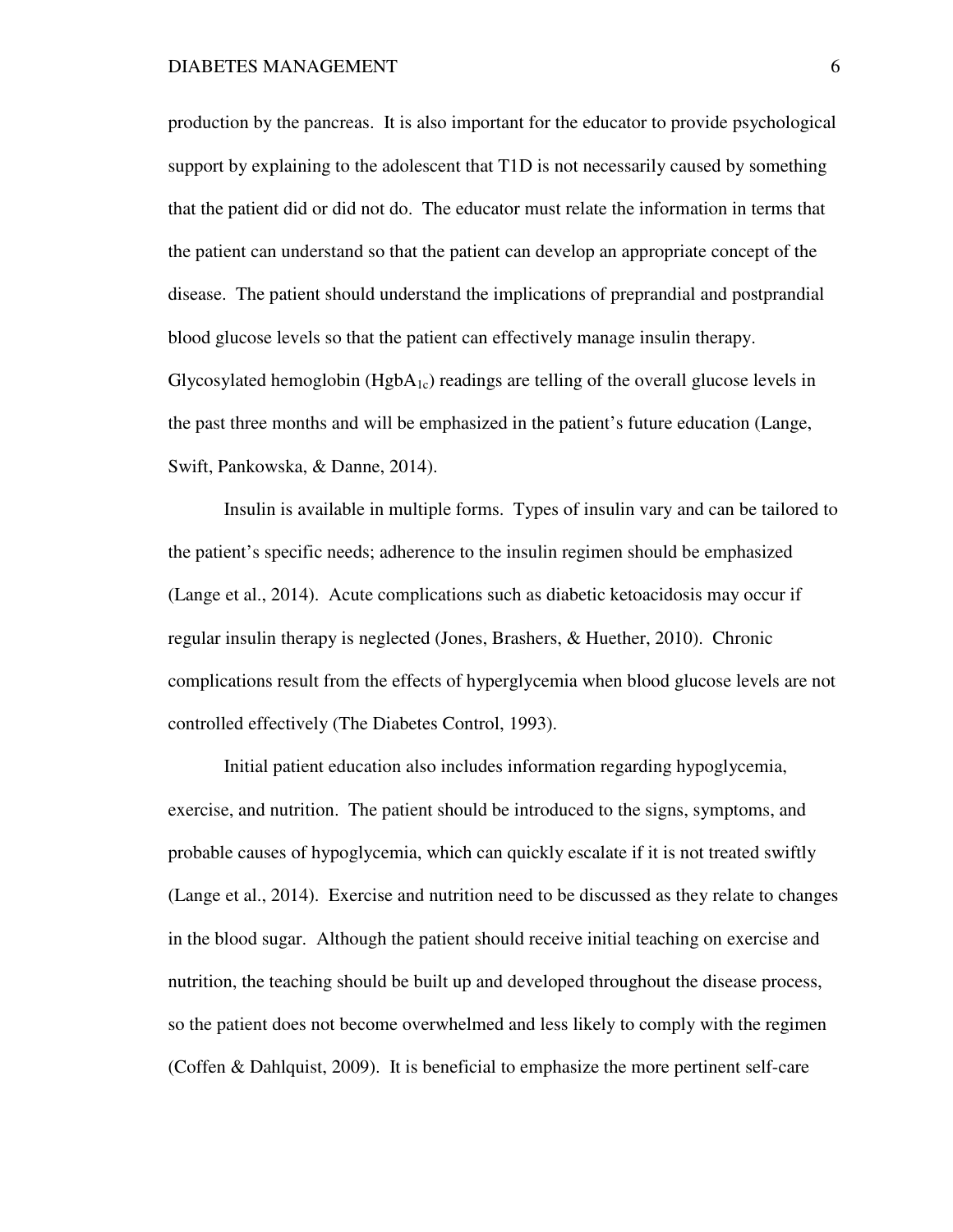production by the pancreas. It is also important for the educator to provide psychological support by explaining to the adolescent that T1D is not necessarily caused by something that the patient did or did not do. The educator must relate the information in terms that the patient can understand so that the patient can develop an appropriate concept of the disease. The patient should understand the implications of preprandial and postprandial blood glucose levels so that the patient can effectively manage insulin therapy. Glycosylated hemoglobin ($HgbA_{1c}$) readings are telling of the overall glucose levels in the past three months and will be emphasized in the patient's future education (Lange, Swift, Pankowska, & Danne, 2014).

Insulin is available in multiple forms. Types of insulin vary and can be tailored to the patient's specific needs; adherence to the insulin regimen should be emphasized (Lange et al., 2014). Acute complications such as diabetic ketoacidosis may occur if regular insulin therapy is neglected (Jones, Brashers, & Huether, 2010). Chronic complications result from the effects of hyperglycemia when blood glucose levels are not controlled effectively (The Diabetes Control, 1993).

Initial patient education also includes information regarding hypoglycemia, exercise, and nutrition. The patient should be introduced to the signs, symptoms, and probable causes of hypoglycemia, which can quickly escalate if it is not treated swiftly (Lange et al., 2014). Exercise and nutrition need to be discussed as they relate to changes in the blood sugar. Although the patient should receive initial teaching on exercise and nutrition, the teaching should be built up and developed throughout the disease process, so the patient does not become overwhelmed and less likely to comply with the regimen (Coffen & Dahlquist, 2009). It is beneficial to emphasize the more pertinent self-care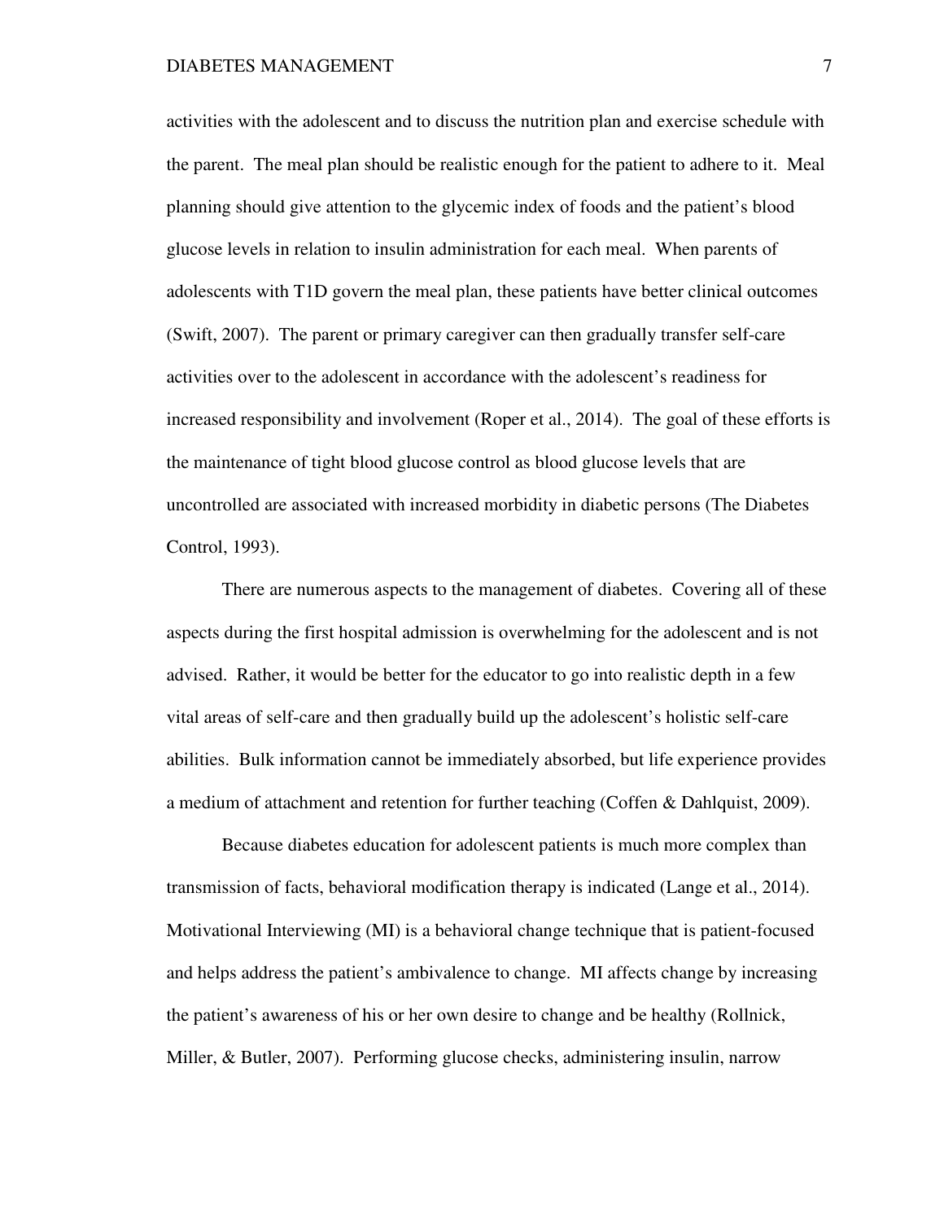activities with the adolescent and to discuss the nutrition plan and exercise schedule with the parent. The meal plan should be realistic enough for the patient to adhere to it. Meal planning should give attention to the glycemic index of foods and the patient's blood glucose levels in relation to insulin administration for each meal. When parents of adolescents with T1D govern the meal plan, these patients have better clinical outcomes (Swift, 2007). The parent or primary caregiver can then gradually transfer self-care activities over to the adolescent in accordance with the adolescent's readiness for increased responsibility and involvement (Roper et al., 2014). The goal of these efforts is the maintenance of tight blood glucose control as blood glucose levels that are uncontrolled are associated with increased morbidity in diabetic persons (The Diabetes Control, 1993).

There are numerous aspects to the management of diabetes. Covering all of these aspects during the first hospital admission is overwhelming for the adolescent and is not advised. Rather, it would be better for the educator to go into realistic depth in a few vital areas of self-care and then gradually build up the adolescent's holistic self-care abilities. Bulk information cannot be immediately absorbed, but life experience provides a medium of attachment and retention for further teaching (Coffen & Dahlquist, 2009).

Because diabetes education for adolescent patients is much more complex than transmission of facts, behavioral modification therapy is indicated (Lange et al., 2014). Motivational Interviewing (MI) is a behavioral change technique that is patient-focused and helps address the patient's ambivalence to change. MI affects change by increasing the patient's awareness of his or her own desire to change and be healthy (Rollnick, Miller, & Butler, 2007). Performing glucose checks, administering insulin, narrow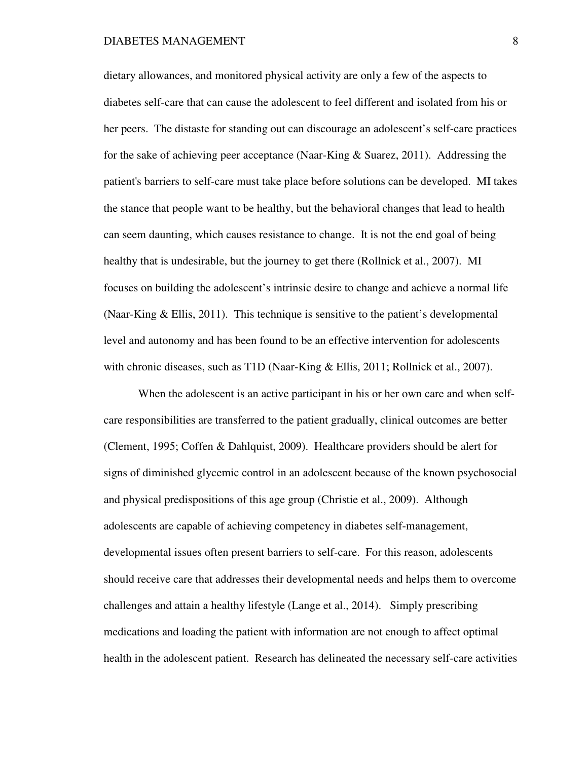dietary allowances, and monitored physical activity are only a few of the aspects to diabetes self-care that can cause the adolescent to feel different and isolated from his or her peers. The distaste for standing out can discourage an adolescent's self-care practices for the sake of achieving peer acceptance (Naar-King & Suarez, 2011). Addressing the patient's barriers to self-care must take place before solutions can be developed. MI takes the stance that people want to be healthy, but the behavioral changes that lead to health can seem daunting, which causes resistance to change. It is not the end goal of being healthy that is undesirable, but the journey to get there (Rollnick et al., 2007). MI focuses on building the adolescent's intrinsic desire to change and achieve a normal life (Naar-King & Ellis, 2011). This technique is sensitive to the patient's developmental level and autonomy and has been found to be an effective intervention for adolescents with chronic diseases, such as T1D (Naar-King & Ellis, 2011; Rollnick et al., 2007).

When the adolescent is an active participant in his or her own care and when self-care responsibilities are transferred to the patient gradually, clinical outcomes are better (Clement, 1995; Coffen & Dahlquist, 2009). Healthcare providers should be alert for signs of diminished glycemic control in an adolescent because of the known psychosocial and physical predispositions of this age group (Christie et al., 2009). Although adolescents are capable of achieving competency in diabetes self-management, developmental issues often present barriers to self-care. For this reason, adolescents should receive care that addresses their developmental needs and helps them to overcome challenges and attain a healthy lifestyle (Lange et al., 2014). Simply prescribing medications and loading the patient with information are not enough to affect optimal health in the adolescent patient. Research has delineated the necessary self-care activities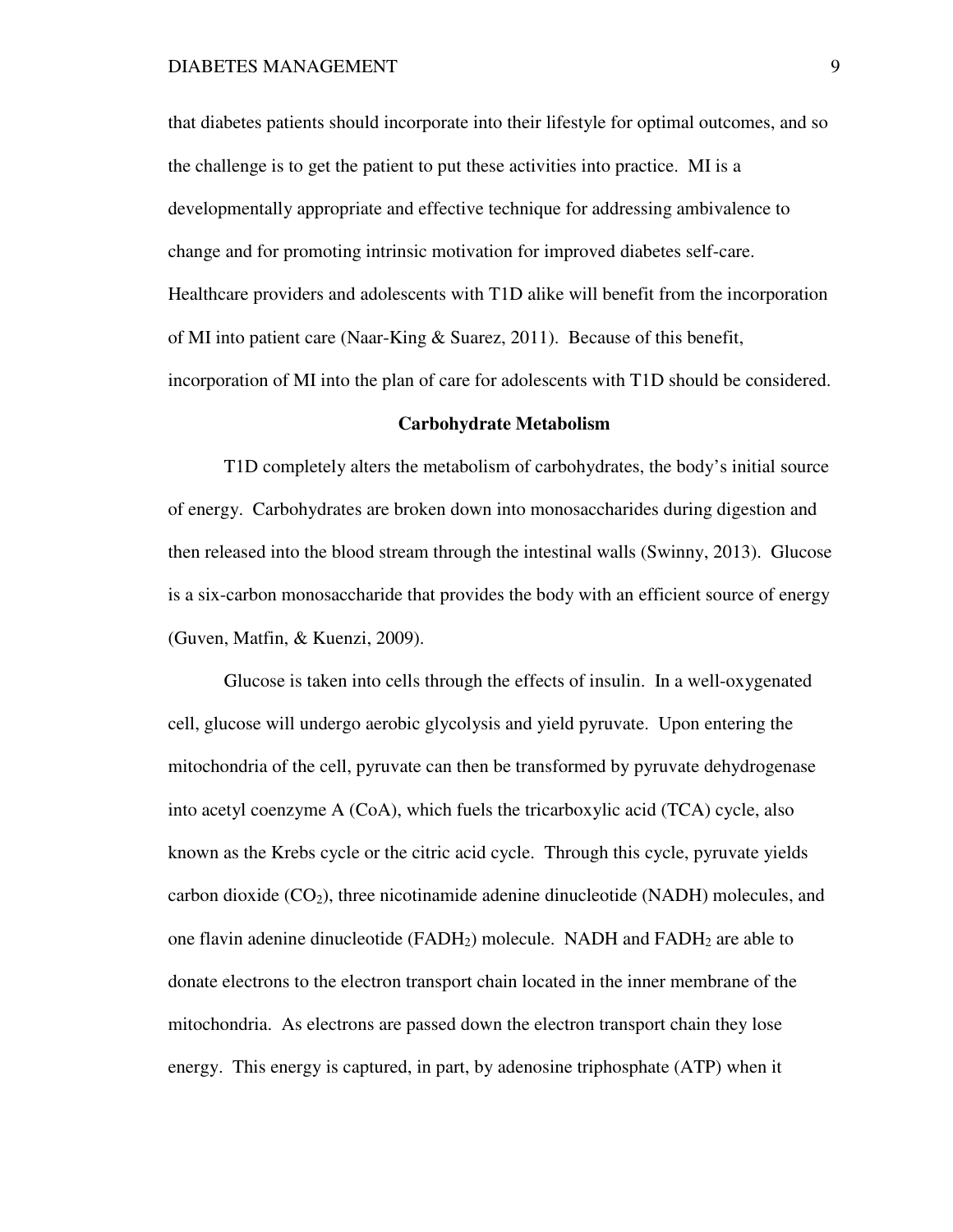that diabetes patients should incorporate into their lifestyle for optimal outcomes, and so the challenge is to get the patient to put these activities into practice. MI is a developmentally appropriate and effective technique for addressing ambivalence to change and for promoting intrinsic motivation for improved diabetes self-care. Healthcare providers and adolescents with T1D alike will benefit from the incorporation of MI into patient care (Naar-King & Suarez, 2011). Because of this benefit, incorporation of MI into the plan of care for adolescents with T1D should be considered.

## Carbohydrate Metabolism

T1D completely alters the metabolism of carbohydrates, the body's initial source of energy. Carbohydrates are broken down into monosaccharides during digestion and then released into the blood stream through the intestinal walls (Swinny, 2013). Glucose is a six-carbon monosaccharide that provides the body with an efficient source of energy (Guven, Matfin, & Kuenzi, 2009).

Glucose is taken into cells through the effects of insulin. In a well-oxygenated cell, glucose will undergo aerobic glycolysis and yield pyruvate. Upon entering the mitochondria of the cell, pyruvate can then be transformed by pyruvate dehydrogenase into acetyl coenzyme A (CoA), which fuels the tricarboxylic acid (TCA) cycle, also known as the Krebs cycle or the citric acid cycle. Through this cycle, pyruvate yields carbon dioxide ($CO_2$), three nicotinamide adenine dinucleotide (NADH) molecules, and one flavin adenine dinucleotide ($FADH_2$) molecule. NADH and $FADH_2$ are able to donate electrons to the electron transport chain located in the inner membrane of the mitochondria. As electrons are passed down the electron transport chain they lose energy. This energy is captured, in part, by adenosine triphosphate (ATP) when it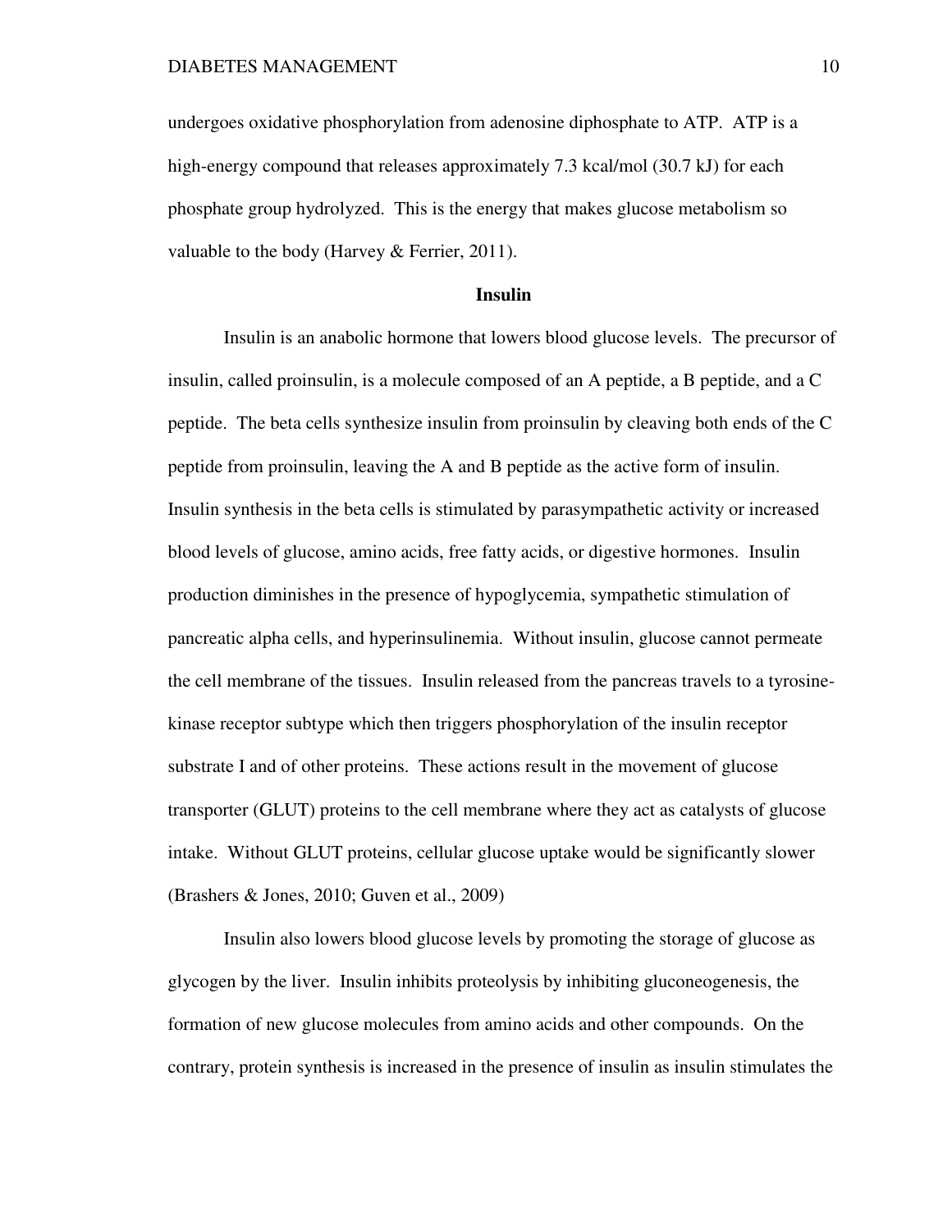undergoes oxidative phosphorylation from adenosine diphosphate to ATP. ATP is a high-energy compound that releases approximately 7.3 kcal/mol (30.7 kJ) for each phosphate group hydrolyzed. This is the energy that makes glucose metabolism so valuable to the body (Harvey & Ferrier, 2011).

## Insulin

Insulin is an anabolic hormone that lowers blood glucose levels. The precursor of insulin, called proinsulin, is a molecule composed of an A peptide, a B peptide, and a C peptide. The beta cells synthesize insulin from proinsulin by cleaving both ends of the C peptide from proinsulin, leaving the A and B peptide as the active form of insulin. Insulin synthesis in the beta cells is stimulated by parasympathetic activity or increased blood levels of glucose, amino acids, free fatty acids, or digestive hormones. Insulin production diminishes in the presence of hypoglycemia, sympathetic stimulation of pancreatic alpha cells, and hyperinsulinemia. Without insulin, glucose cannot permeate the cell membrane of the tissues. Insulin released from the pancreas travels to a tyrosine-kinase receptor subtype which then triggers phosphorylation of the insulin receptor substrate I and of other proteins. These actions result in the movement of glucose transporter (GLUT) proteins to the cell membrane where they act as catalysts of glucose intake. Without GLUT proteins, cellular glucose uptake would be significantly slower (Brashers & Jones, 2010; Guven et al., 2009)

Insulin also lowers blood glucose levels by promoting the storage of glucose as glycogen by the liver. Insulin inhibits proteolysis by inhibiting gluconeogenesis, the formation of new glucose molecules from amino acids and other compounds. On the contrary, protein synthesis is increased in the presence of insulin as insulin stimulates the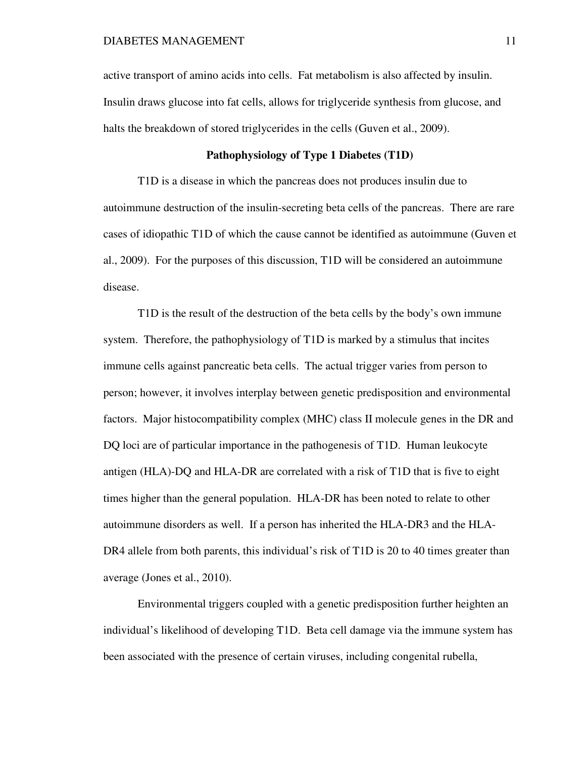active transport of amino acids into cells. Fat metabolism is also affected by insulin. Insulin draws glucose into fat cells, allows for triglyceride synthesis from glucose, and halts the breakdown of stored triglycerides in the cells (Guven et al., 2009).

## Pathophysiology of Type 1 Diabetes (T1D)

T1D is a disease in which the pancreas does not produces insulin due to autoimmune destruction of the insulin-secreting beta cells of the pancreas. There are rare cases of idiopathic T1D of which the cause cannot be identified as autoimmune (Guven et al., 2009). For the purposes of this discussion, T1D will be considered an autoimmune disease.

T1D is the result of the destruction of the beta cells by the body's own immune system. Therefore, the pathophysiology of T1D is marked by a stimulus that incites immune cells against pancreatic beta cells. The actual trigger varies from person to person; however, it involves interplay between genetic predisposition and environmental factors. Major histocompatibility complex (MHC) class II molecule genes in the DR and DQ loci are of particular importance in the pathogenesis of T1D. Human leukocyte antigen (HLA)-DQ and HLA-DR are correlated with a risk of T1D that is five to eight times higher than the general population. HLA-DR has been noted to relate to other autoimmune disorders as well. If a person has inherited the HLA-DR3 and the HLA-DR4 allele from both parents, this individual's risk of T1D is 20 to 40 times greater than average (Jones et al., 2010).

Environmental triggers coupled with a genetic predisposition further heighten an individual's likelihood of developing T1D. Beta cell damage via the immune system has been associated with the presence of certain viruses, including congenital rubella,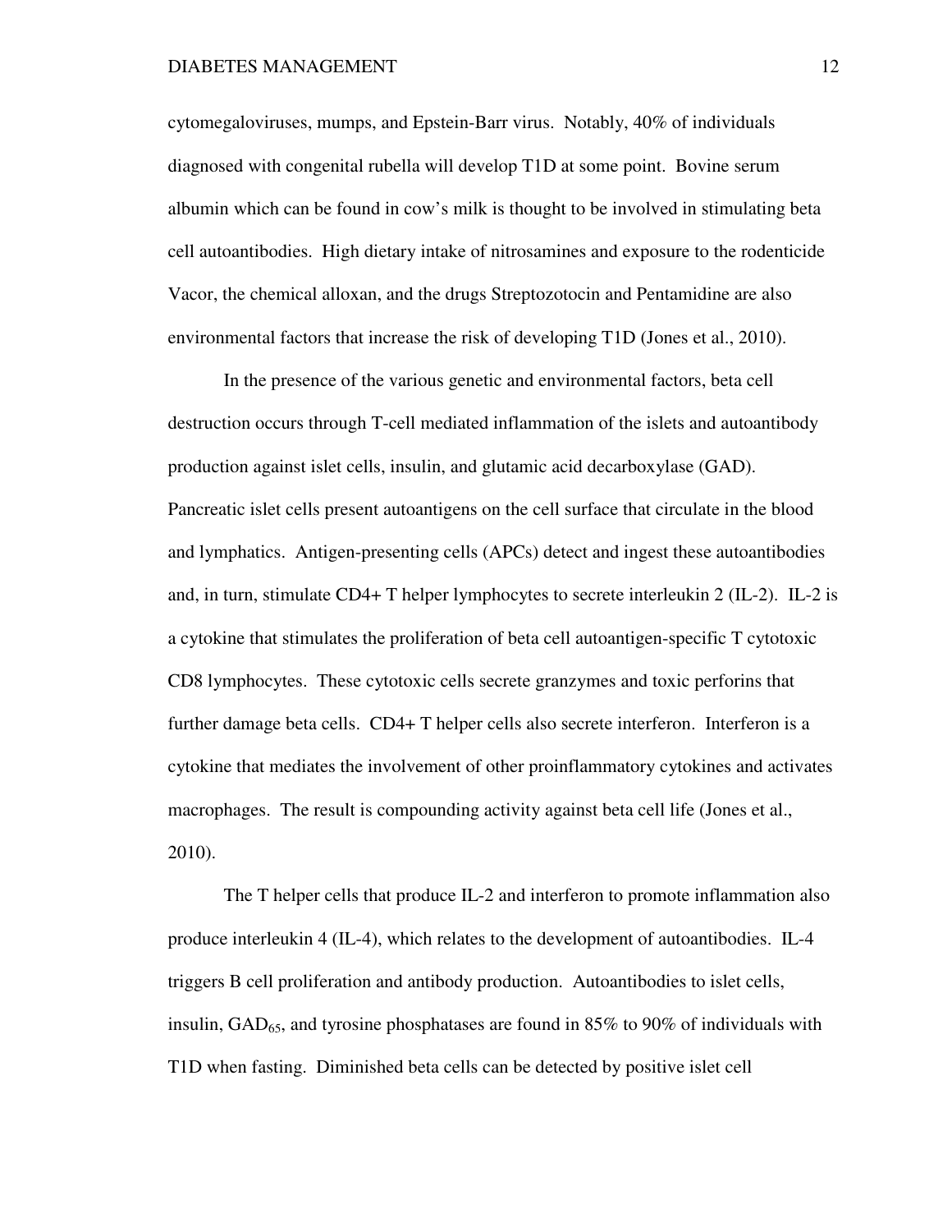cytomegaloviruses, mumps, and Epstein-Barr virus. Notably, 40% of individuals diagnosed with congenital rubella will develop T1D at some point. Bovine serum albumin which can be found in cow's milk is thought to be involved in stimulating beta cell autoantibodies. High dietary intake of nitrosamines and exposure to the rodenticide Vacor, the chemical alloxan, and the drugs Streptozotocin and Pentamidine are also environmental factors that increase the risk of developing T1D (Jones et al., 2010).

In the presence of the various genetic and environmental factors, beta cell destruction occurs through T-cell mediated inflammation of the islets and autoantibody production against islet cells, insulin, and glutamic acid decarboxylase (GAD). Pancreatic islet cells present autoantigens on the cell surface that circulate in the blood and lymphatics. Antigen-presenting cells (APCs) detect and ingest these autoantibodies and, in turn, stimulate CD4+ T helper lymphocytes to secrete interleukin 2 (IL-2). IL-2 is a cytokine that stimulates the proliferation of beta cell autoantigen-specific T cytotoxic CD8 lymphocytes. These cytotoxic cells secrete granzymes and toxic perforins that further damage beta cells. CD4+ T helper cells also secrete interferon. Interferon is a cytokine that mediates the involvement of other proinflammatory cytokines and activates macrophages. The result is compounding activity against beta cell life (Jones et al., 2010).

The T helper cells that produce IL-2 and interferon to promote inflammation also produce interleukin 4 (IL-4), which relates to the development of autoantibodies. IL-4 triggers B cell proliferation and antibody production. Autoantibodies to islet cells, insulin, $GAD_{65}$, and tyrosine phosphatases are found in 85% to 90% of individuals with T1D when fasting. Diminished beta cells can be detected by positive islet cell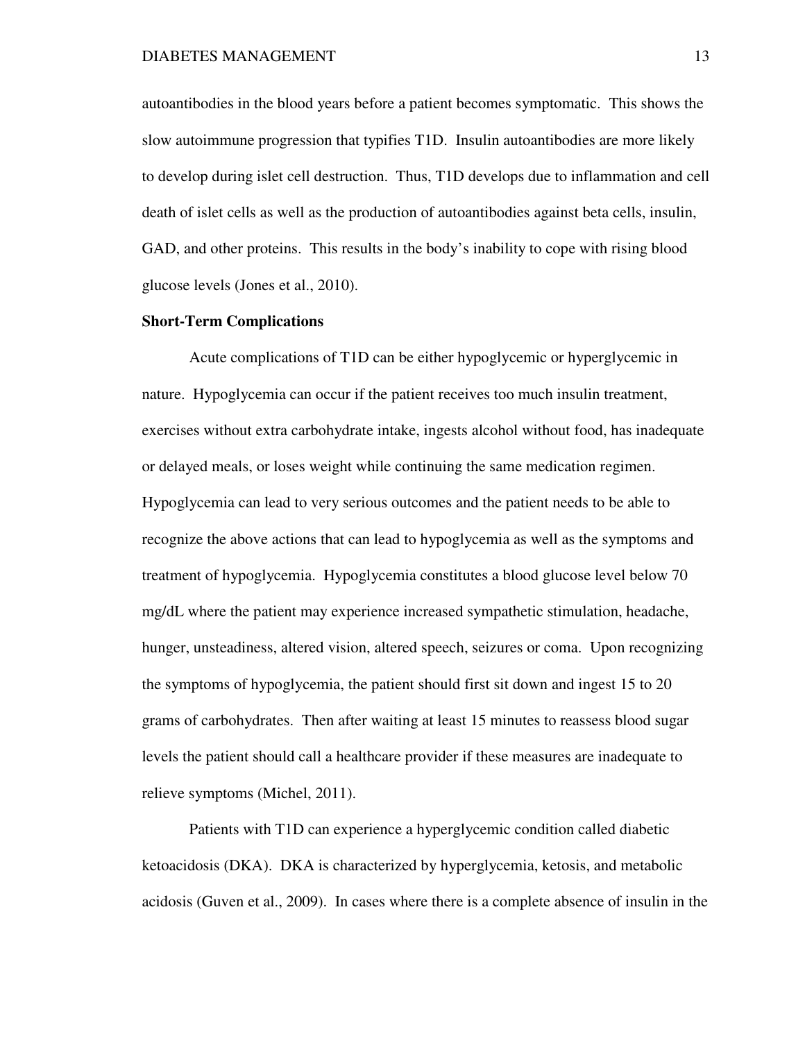autoantibodies in the blood years before a patient becomes symptomatic. This shows the slow autoimmune progression that typifies T1D. Insulin autoantibodies are more likely to develop during islet cell destruction. Thus, T1D develops due to inflammation and cell death of islet cells as well as the production of autoantibodies against beta cells, insulin, GAD, and other proteins. This results in the body's inability to cope with rising blood glucose levels (Jones et al., 2010).

**Short-Term Complications**

Acute complications of T1D can be either hypoglycemic or hyperglycemic in nature. Hypoglycemia can occur if the patient receives too much insulin treatment, exercises without extra carbohydrate intake, ingests alcohol without food, has inadequate or delayed meals, or loses weight while continuing the same medication regimen. Hypoglycemia can lead to very serious outcomes and the patient needs to be able to recognize the above actions that can lead to hypoglycemia as well as the symptoms and treatment of hypoglycemia. Hypoglycemia constitutes a blood glucose level below 70 mg/dL where the patient may experience increased sympathetic stimulation, headache, hunger, unsteadiness, altered vision, altered speech, seizures or coma. Upon recognizing the symptoms of hypoglycemia, the patient should first sit down and ingest 15 to 20 grams of carbohydrates. Then after waiting at least 15 minutes to reassess blood sugar levels the patient should call a healthcare provider if these measures are inadequate to relieve symptoms (Michel, 2011).

Patients with T1D can experience a hyperglycemic condition called diabetic ketoacidosis (DKA). DKA is characterized by hyperglycemia, ketosis, and metabolic acidosis (Guven et al., 2009). In cases where there is a complete absence of insulin in the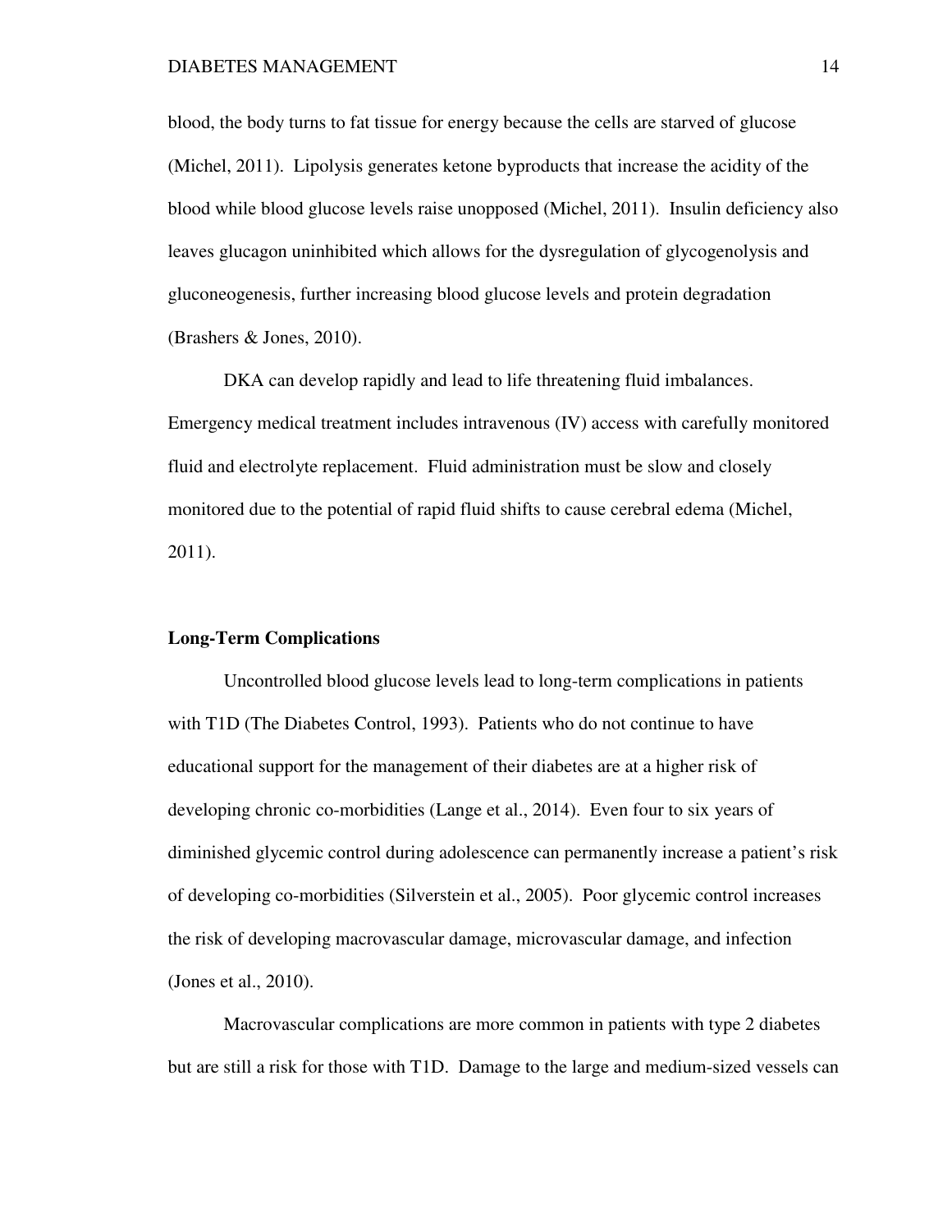blood, the body turns to fat tissue for energy because the cells are starved of glucose (Michel, 2011). Lipolysis generates ketone byproducts that increase the acidity of the blood while blood glucose levels raise unopposed (Michel, 2011). Insulin deficiency also leaves glucagon uninhibited which allows for the dysregulation of glycogenolysis and gluconeogenesis, further increasing blood glucose levels and protein degradation (Brashers & Jones, 2010).

DKA can develop rapidly and lead to life threatening fluid imbalances. Emergency medical treatment includes intravenous (IV) access with carefully monitored fluid and electrolyte replacement. Fluid administration must be slow and closely monitored due to the potential of rapid fluid shifts to cause cerebral edema (Michel, 2011).

**Long-Term Complications**

Uncontrolled blood glucose levels lead to long-term complications in patients with T1D (The Diabetes Control, 1993). Patients who do not continue to have educational support for the management of their diabetes are at a higher risk of developing chronic co-morbidities (Lange et al., 2014). Even four to six years of diminished glycemic control during adolescence can permanently increase a patient's risk of developing co-morbidities (Silverstein et al., 2005). Poor glycemic control increases the risk of developing macrovascular damage, microvascular damage, and infection (Jones et al., 2010).

Macrovascular complications are more common in patients with type 2 diabetes but are still a risk for those with T1D. Damage to the large and medium-sized vessels can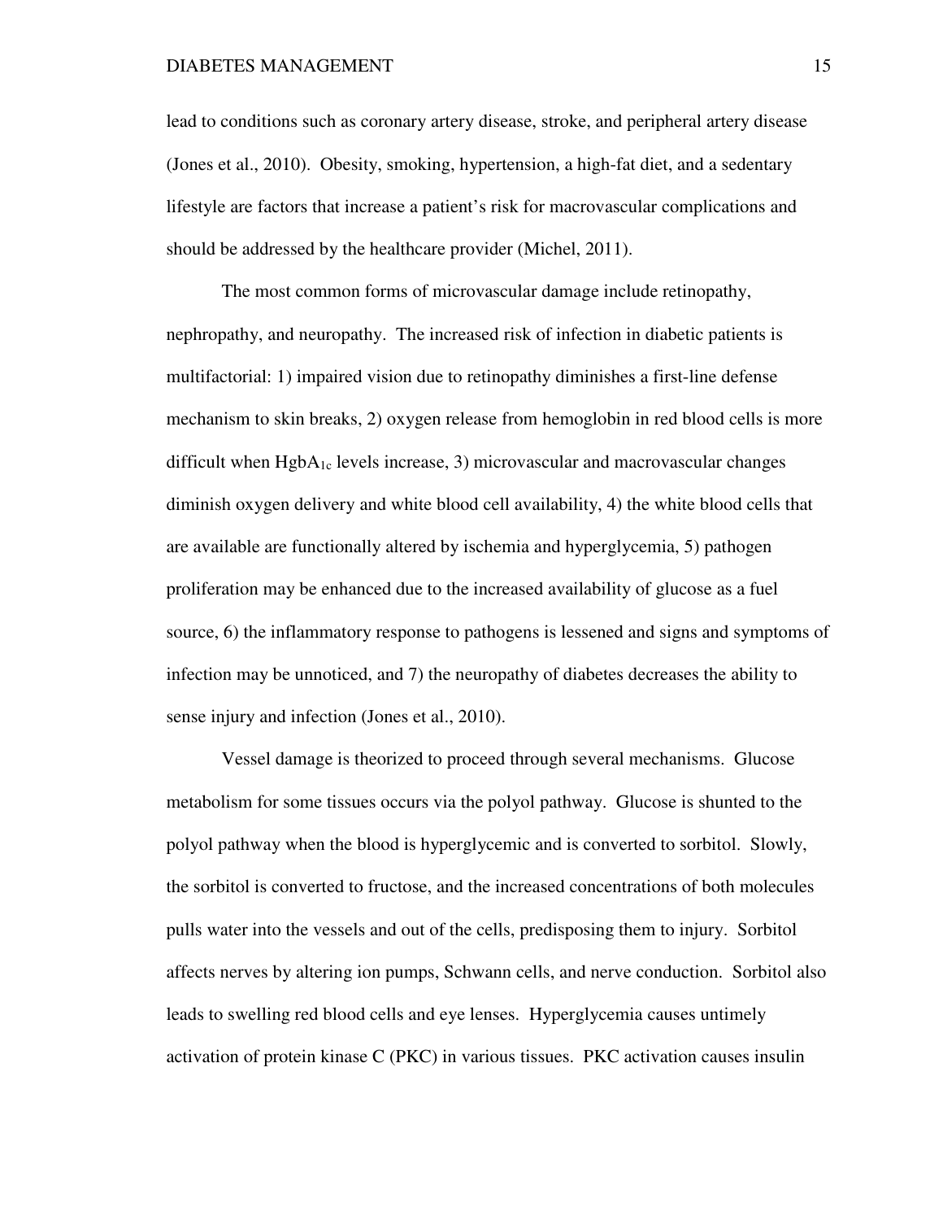lead to conditions such as coronary artery disease, stroke, and peripheral artery disease (Jones et al., 2010). Obesity, smoking, hypertension, a high-fat diet, and a sedentary lifestyle are factors that increase a patient's risk for macrovascular complications and should be addressed by the healthcare provider (Michel, 2011).

The most common forms of microvascular damage include retinopathy, nephropathy, and neuropathy. The increased risk of infection in diabetic patients is multifactorial: 1) impaired vision due to retinopathy diminishes a first-line defense mechanism to skin breaks, 2) oxygen release from hemoglobin in red blood cells is more difficult when $HgbA_{1c}$ levels increase, 3) microvascular and macrovascular changes diminish oxygen delivery and white blood cell availability, 4) the white blood cells that are available are functionally altered by ischemia and hyperglycemia, 5) pathogen proliferation may be enhanced due to the increased availability of glucose as a fuel source, 6) the inflammatory response to pathogens is lessened and signs and symptoms of infection may be unnoticed, and 7) the neuropathy of diabetes decreases the ability to sense injury and infection (Jones et al., 2010).

Vessel damage is theorized to proceed through several mechanisms. Glucose metabolism for some tissues occurs via the polyol pathway. Glucose is shunted to the polyol pathway when the blood is hyperglycemic and is converted to sorbitol. Slowly, the sorbitol is converted to fructose, and the increased concentrations of both molecules pulls water into the vessels and out of the cells, predisposing them to injury. Sorbitol affects nerves by altering ion pumps, Schwann cells, and nerve conduction. Sorbitol also leads to swelling red blood cells and eye lenses. Hyperglycemia causes untimely activation of protein kinase C (PKC) in various tissues. PKC activation causes insulin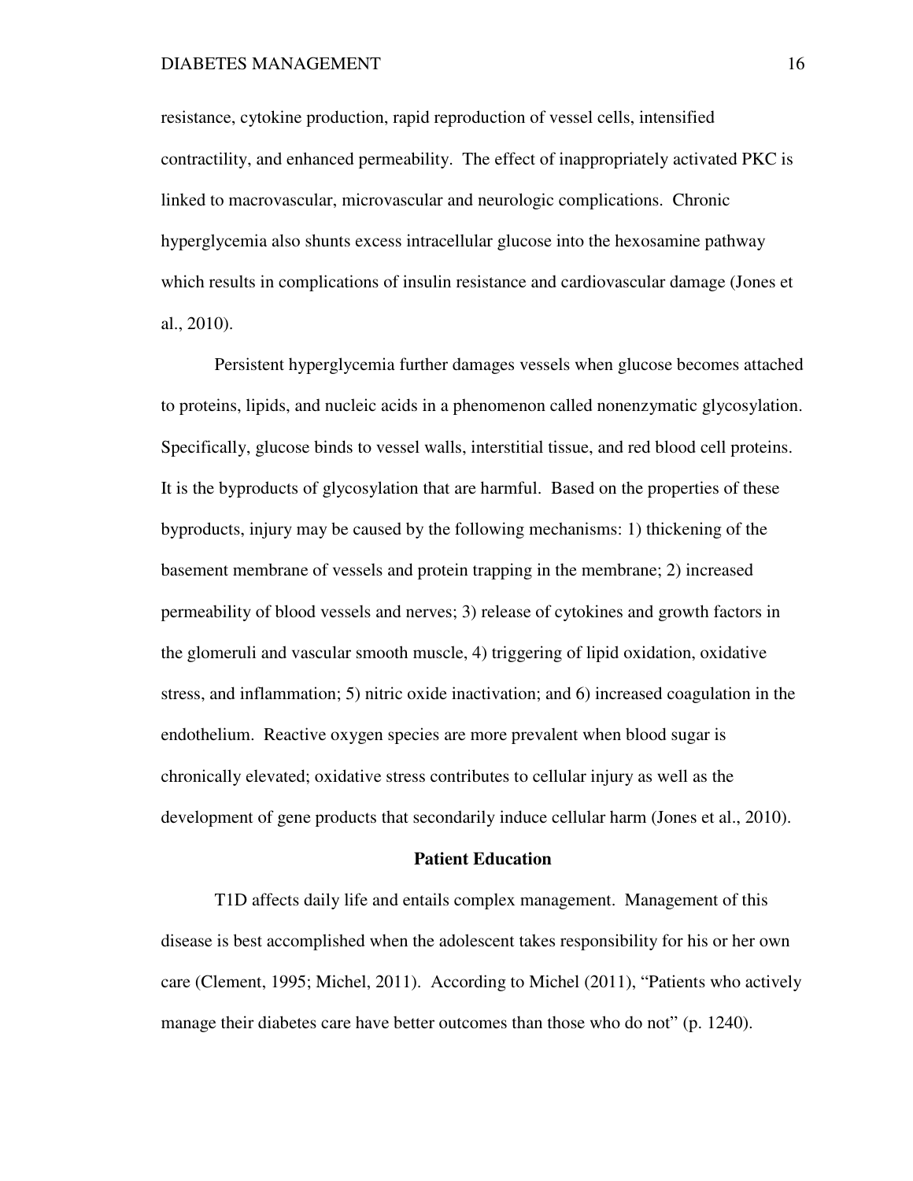resistance, cytokine production, rapid reproduction of vessel cells, intensified contractility, and enhanced permeability. The effect of inappropriately activated PKC is linked to macrovascular, microvascular and neurologic complications. Chronic hyperglycemia also shunts excess intracellular glucose into the hexosamine pathway which results in complications of insulin resistance and cardiovascular damage (Jones et al., 2010).

Persistent hyperglycemia further damages vessels when glucose becomes attached to proteins, lipids, and nucleic acids in a phenomenon called nonenzymatic glycosylation. Specifically, glucose binds to vessel walls, interstitial tissue, and red blood cell proteins. It is the byproducts of glycosylation that are harmful. Based on the properties of these byproducts, injury may be caused by the following mechanisms: 1) thickening of the basement membrane of vessels and protein trapping in the membrane; 2) increased permeability of blood vessels and nerves; 3) release of cytokines and growth factors in the glomeruli and vascular smooth muscle, 4) triggering of lipid oxidation, oxidative stress, and inflammation; 5) nitric oxide inactivation; and 6) increased coagulation in the endothelium. Reactive oxygen species are more prevalent when blood sugar is chronically elevated; oxidative stress contributes to cellular injury as well as the development of gene products that secondarily induce cellular harm (Jones et al., 2010).

## Patient Education

T1D affects daily life and entails complex management. Management of this disease is best accomplished when the adolescent takes responsibility for his or her own care (Clement, 1995; Michel, 2011). According to Michel (2011), "Patients who actively manage their diabetes care have better outcomes than those who do not" (p. 1240).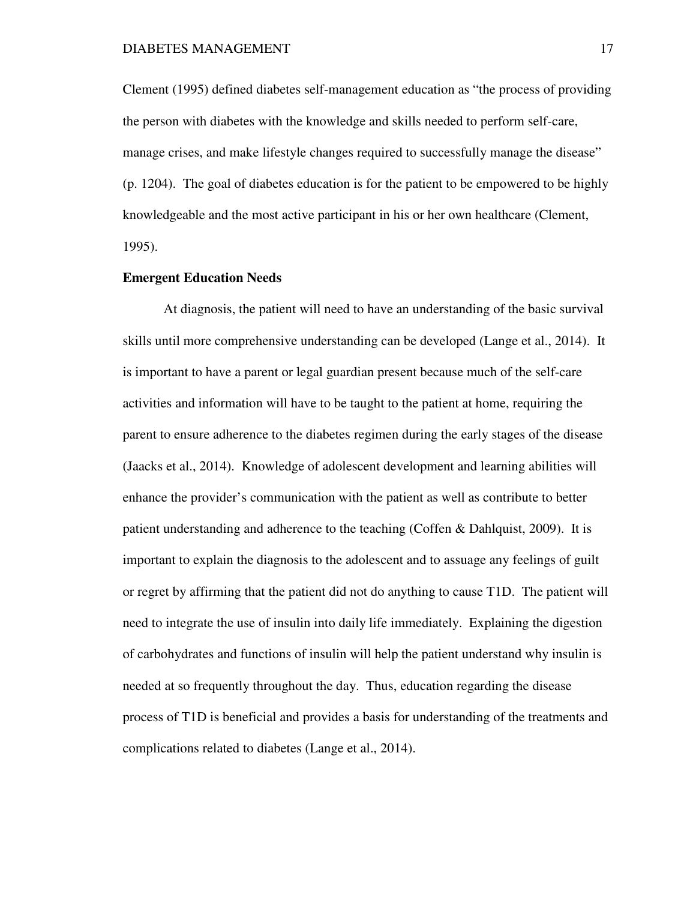Clement (1995) defined diabetes self-management education as "the process of providing the person with diabetes with the knowledge and skills needed to perform self-care, manage crises, and make lifestyle changes required to successfully manage the disease" (p. 1204). The goal of diabetes education is for the patient to be empowered to be highly knowledgeable and the most active participant in his or her own healthcare (Clement, 1995).

**Emergent Education Needs**

At diagnosis, the patient will need to have an understanding of the basic survival skills until more comprehensive understanding can be developed (Lange et al., 2014). It is important to have a parent or legal guardian present because much of the self-care activities and information will have to be taught to the patient at home, requiring the parent to ensure adherence to the diabetes regimen during the early stages of the disease (Jaacks et al., 2014). Knowledge of adolescent development and learning abilities will enhance the provider's communication with the patient as well as contribute to better patient understanding and adherence to the teaching (Coffen & Dahlquist, 2009). It is important to explain the diagnosis to the adolescent and to assuage any feelings of guilt or regret by affirming that the patient did not do anything to cause T1D. The patient will need to integrate the use of insulin into daily life immediately. Explaining the digestion of carbohydrates and functions of insulin will help the patient understand why insulin is needed at so frequently throughout the day. Thus, education regarding the disease process of T1D is beneficial and provides a basis for understanding of the treatments and complications related to diabetes (Lange et al., 2014).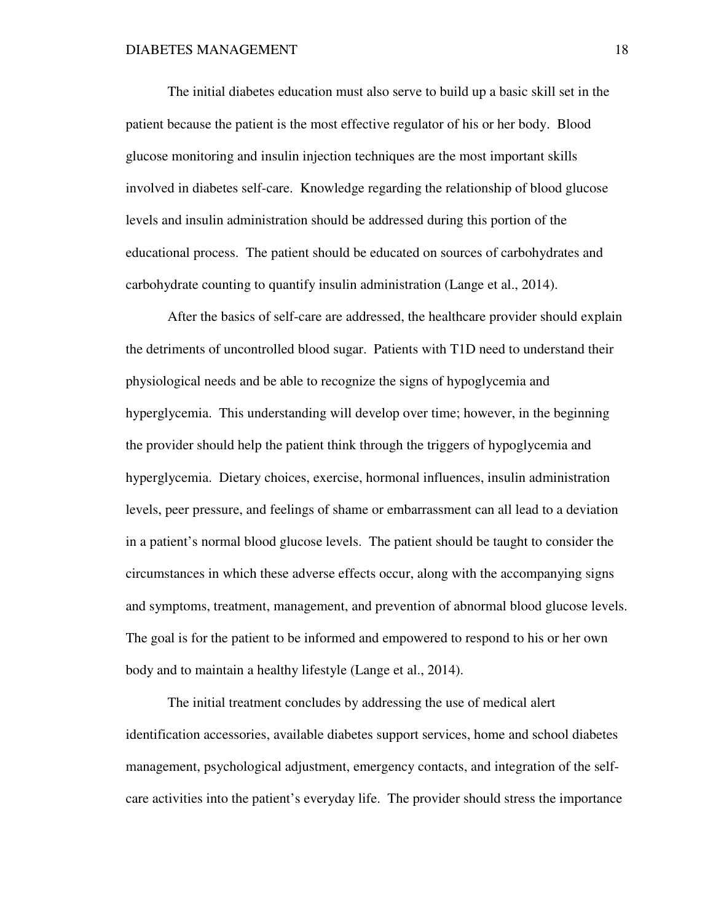The initial diabetes education must also serve to build up a basic skill set in the patient because the patient is the most effective regulator of his or her body. Blood glucose monitoring and insulin injection techniques are the most important skills involved in diabetes self-care. Knowledge regarding the relationship of blood glucose levels and insulin administration should be addressed during this portion of the educational process. The patient should be educated on sources of carbohydrates and carbohydrate counting to quantify insulin administration (Lange et al., 2014).

After the basics of self-care are addressed, the healthcare provider should explain the detriments of uncontrolled blood sugar. Patients with T1D need to understand their physiological needs and be able to recognize the signs of hypoglycemia and hyperglycemia. This understanding will develop over time; however, in the beginning the provider should help the patient think through the triggers of hypoglycemia and hyperglycemia. Dietary choices, exercise, hormonal influences, insulin administration levels, peer pressure, and feelings of shame or embarrassment can all lead to a deviation in a patient's normal blood glucose levels. The patient should be taught to consider the circumstances in which these adverse effects occur, along with the accompanying signs and symptoms, treatment, management, and prevention of abnormal blood glucose levels. The goal is for the patient to be informed and empowered to respond to his or her own body and to maintain a healthy lifestyle (Lange et al., 2014).

The initial treatment concludes by addressing the use of medical alert identification accessories, available diabetes support services, home and school diabetes management, psychological adjustment, emergency contacts, and integration of the self-care activities into the patient's everyday life. The provider should stress the importance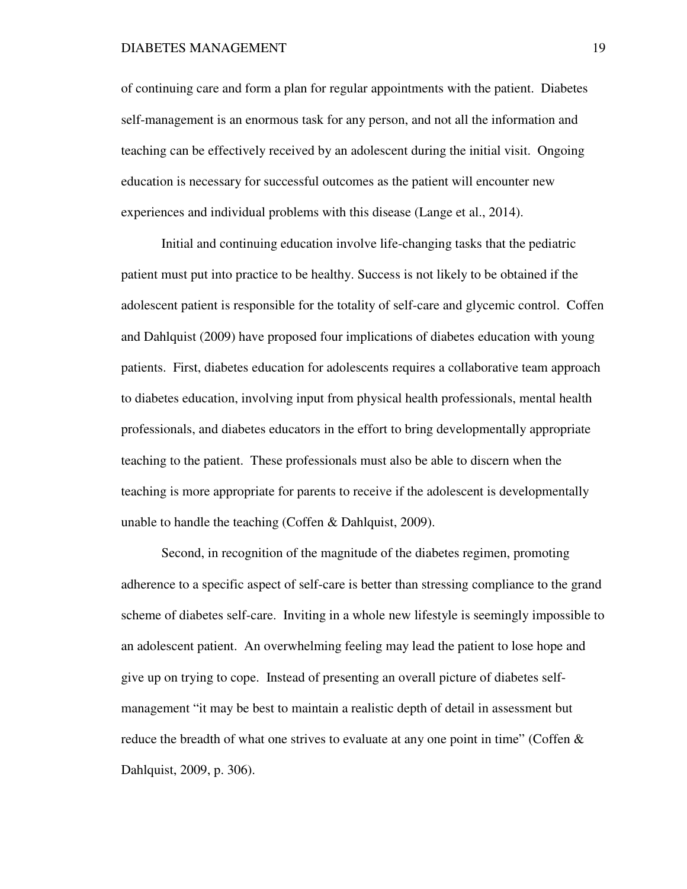of continuing care and form a plan for regular appointments with the patient. Diabetes self-management is an enormous task for any person, and not all the information and teaching can be effectively received by an adolescent during the initial visit. Ongoing education is necessary for successful outcomes as the patient will encounter new experiences and individual problems with this disease (Lange et al., 2014).

Initial and continuing education involve life-changing tasks that the pediatric patient must put into practice to be healthy. Success is not likely to be obtained if the adolescent patient is responsible for the totality of self-care and glycemic control. Coffen and Dahlquist (2009) have proposed four implications of diabetes education with young patients. First, diabetes education for adolescents requires a collaborative team approach to diabetes education, involving input from physical health professionals, mental health professionals, and diabetes educators in the effort to bring developmentally appropriate teaching to the patient. These professionals must also be able to discern when the teaching is more appropriate for parents to receive if the adolescent is developmentally unable to handle the teaching (Coffen & Dahlquist, 2009).

Second, in recognition of the magnitude of the diabetes regimen, promoting adherence to a specific aspect of self-care is better than stressing compliance to the grand scheme of diabetes self-care. Inviting in a whole new lifestyle is seemingly impossible to an adolescent patient. An overwhelming feeling may lead the patient to lose hope and give up on trying to cope. Instead of presenting an overall picture of diabetes self-management "it may be best to maintain a realistic depth of detail in assessment but reduce the breadth of what one strives to evaluate at any one point in time" (Coffen & Dahlquist, 2009, p. 306).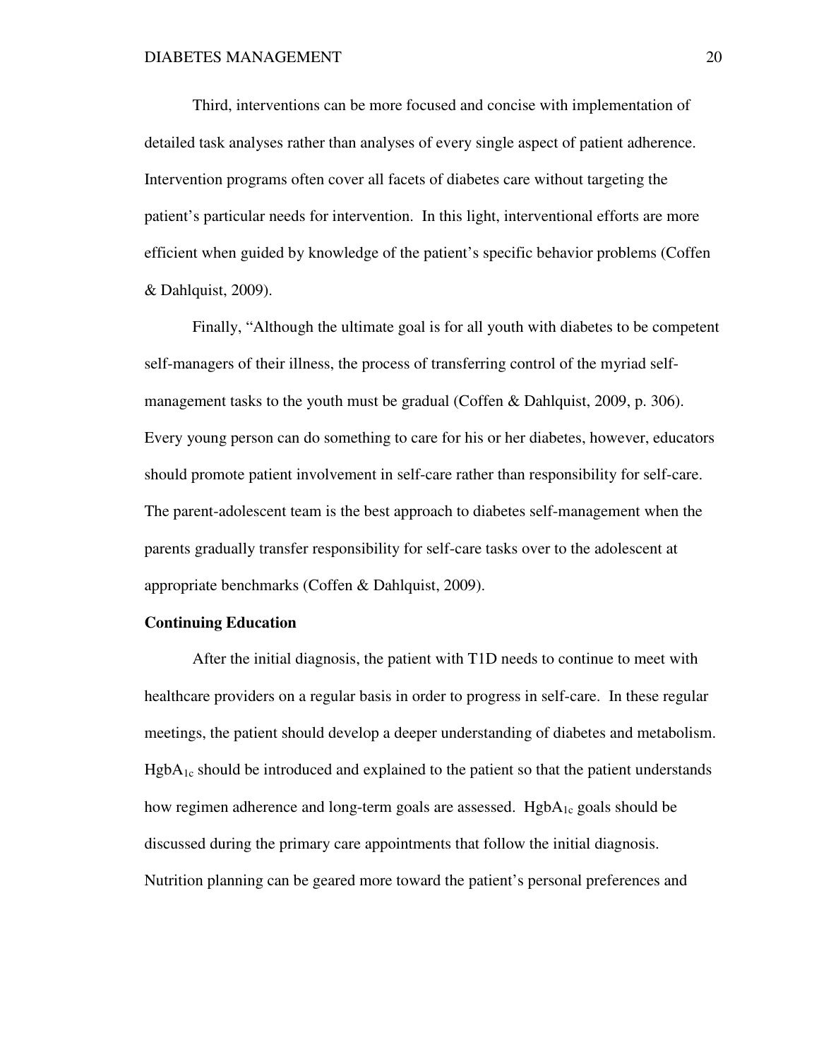Third, interventions can be more focused and concise with implementation of detailed task analyses rather than analyses of every single aspect of patient adherence. Intervention programs often cover all facets of diabetes care without targeting the patient's particular needs for intervention. In this light, interventional efforts are more efficient when guided by knowledge of the patient's specific behavior problems (Coffen & Dahlquist, 2009).

Finally, "Although the ultimate goal is for all youth with diabetes to be competent self-managers of their illness, the process of transferring control of the myriad self-management tasks to the youth must be gradual (Coffen & Dahlquist, 2009, p. 306). Every young person can do something to care for his or her diabetes, however, educators should promote patient involvement in self-care rather than responsibility for self-care. The parent-adolescent team is the best approach to diabetes self-management when the parents gradually transfer responsibility for self-care tasks over to the adolescent at appropriate benchmarks (Coffen & Dahlquist, 2009).

**Continuing Education**

After the initial diagnosis, the patient with T1D needs to continue to meet with healthcare providers on a regular basis in order to progress in self-care. In these regular meetings, the patient should develop a deeper understanding of diabetes and metabolism. $HgbA_{1c}$ should be introduced and explained to the patient so that the patient understands how regimen adherence and long-term goals are assessed. $HgbA_{1c}$ goals should be discussed during the primary care appointments that follow the initial diagnosis. Nutrition planning can be geared more toward the patient's personal preferences and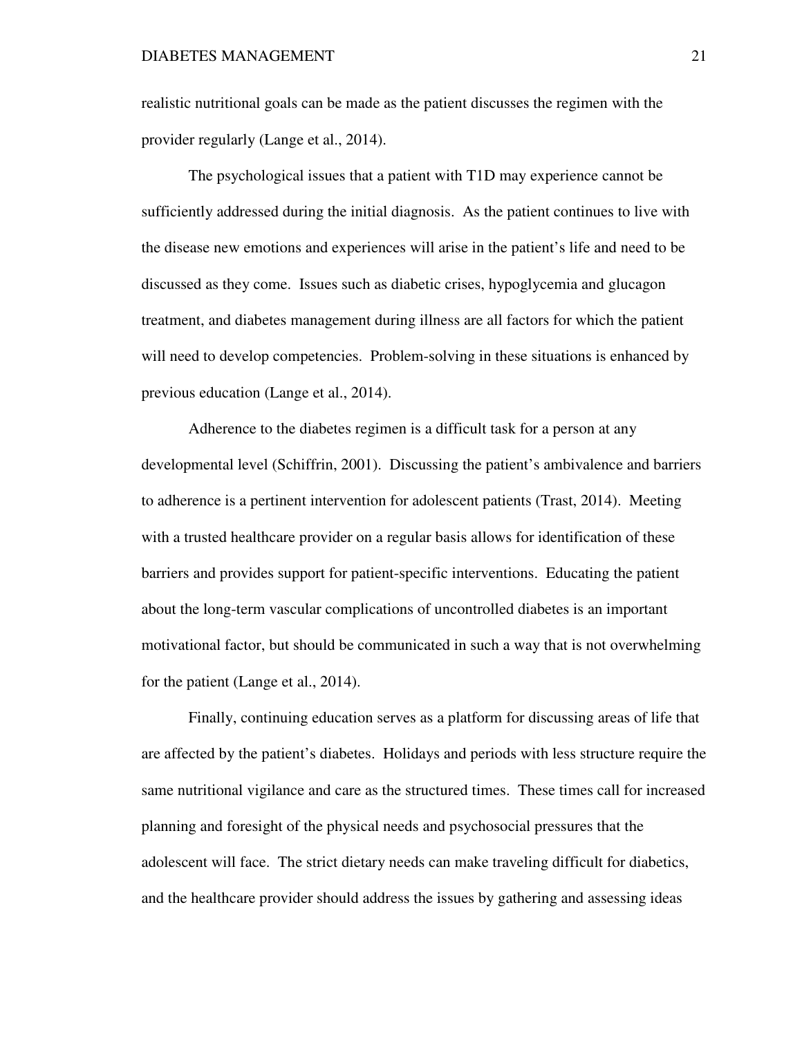realistic nutritional goals can be made as the patient discusses the regimen with the provider regularly (Lange et al., 2014).

The psychological issues that a patient with T1D may experience cannot be sufficiently addressed during the initial diagnosis. As the patient continues to live with the disease new emotions and experiences will arise in the patient's life and need to be discussed as they come. Issues such as diabetic crises, hypoglycemia and glucagon treatment, and diabetes management during illness are all factors for which the patient will need to develop competencies. Problem-solving in these situations is enhanced by previous education (Lange et al., 2014).

Adherence to the diabetes regimen is a difficult task for a person at any developmental level (Schiffrin, 2001). Discussing the patient's ambivalence and barriers to adherence is a pertinent intervention for adolescent patients (Trast, 2014). Meeting with a trusted healthcare provider on a regular basis allows for identification of these barriers and provides support for patient-specific interventions. Educating the patient about the long-term vascular complications of uncontrolled diabetes is an important motivational factor, but should be communicated in such a way that is not overwhelming for the patient (Lange et al., 2014).

Finally, continuing education serves as a platform for discussing areas of life that are affected by the patient's diabetes. Holidays and periods with less structure require the same nutritional vigilance and care as the structured times. These times call for increased planning and foresight of the physical needs and psychosocial pressures that the adolescent will face. The strict dietary needs can make traveling difficult for diabetics, and the healthcare provider should address the issues by gathering and assessing ideas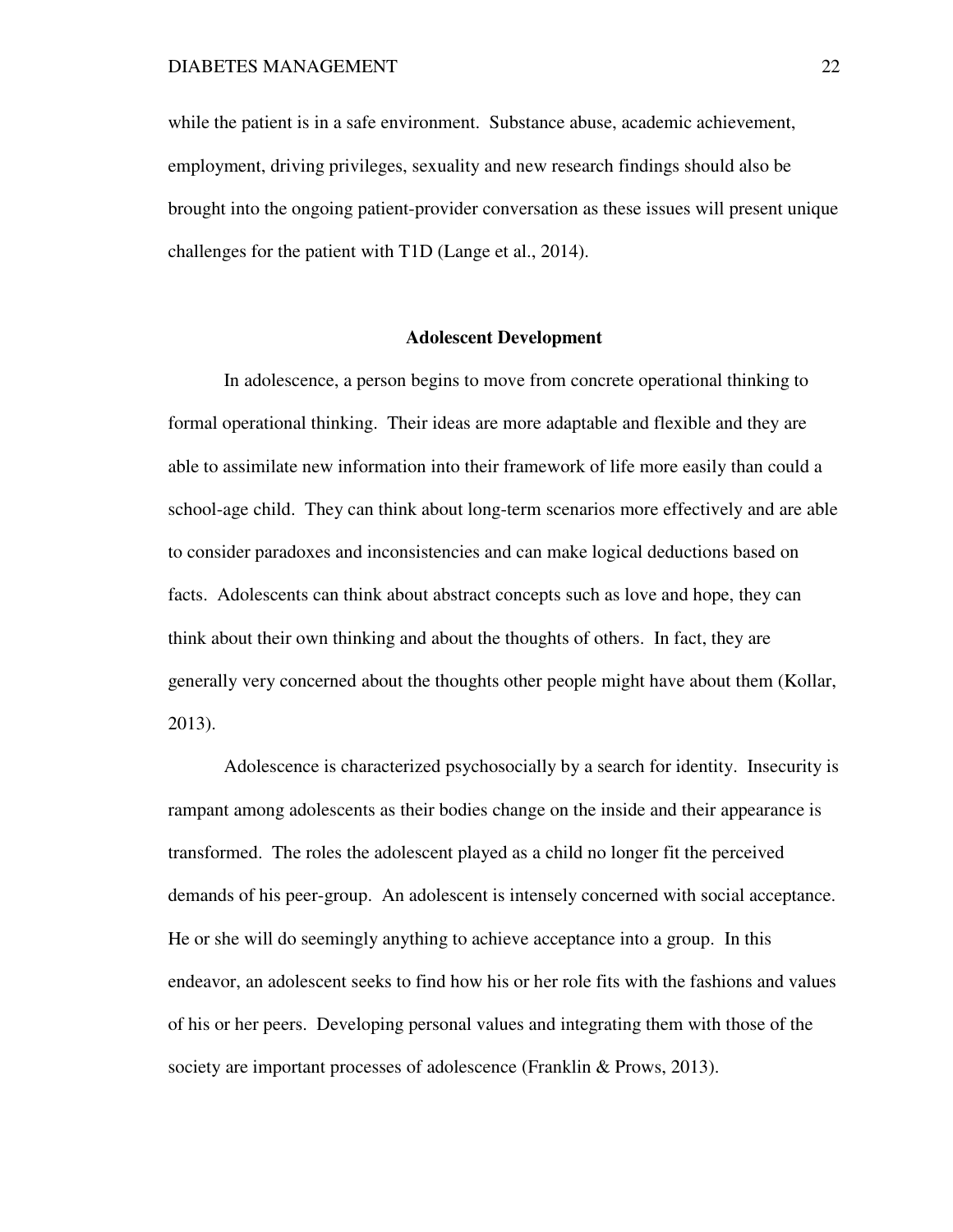while the patient is in a safe environment. Substance abuse, academic achievement, employment, driving privileges, sexuality and new research findings should also be brought into the ongoing patient-provider conversation as these issues will present unique challenges for the patient with T1D (Lange et al., 2014).

## Adolescent Development

In adolescence, a person begins to move from concrete operational thinking to formal operational thinking. Their ideas are more adaptable and flexible and they are able to assimilate new information into their framework of life more easily than could a school-age child. They can think about long-term scenarios more effectively and are able to consider paradoxes and inconsistencies and can make logical deductions based on facts. Adolescents can think about abstract concepts such as love and hope, they can think about their own thinking and about the thoughts of others. In fact, they are generally very concerned about the thoughts other people might have about them (Kollar, 2013).

Adolescence is characterized psychosocially by a search for identity. Insecurity is rampant among adolescents as their bodies change on the inside and their appearance is transformed. The roles the adolescent played as a child no longer fit the perceived demands of his peer-group. An adolescent is intensely concerned with social acceptance. He or she will do seemingly anything to achieve acceptance into a group. In this endeavor, an adolescent seeks to find how his or her role fits with the fashions and values of his or her peers. Developing personal values and integrating them with those of the society are important processes of adolescence (Franklin & Prows, 2013).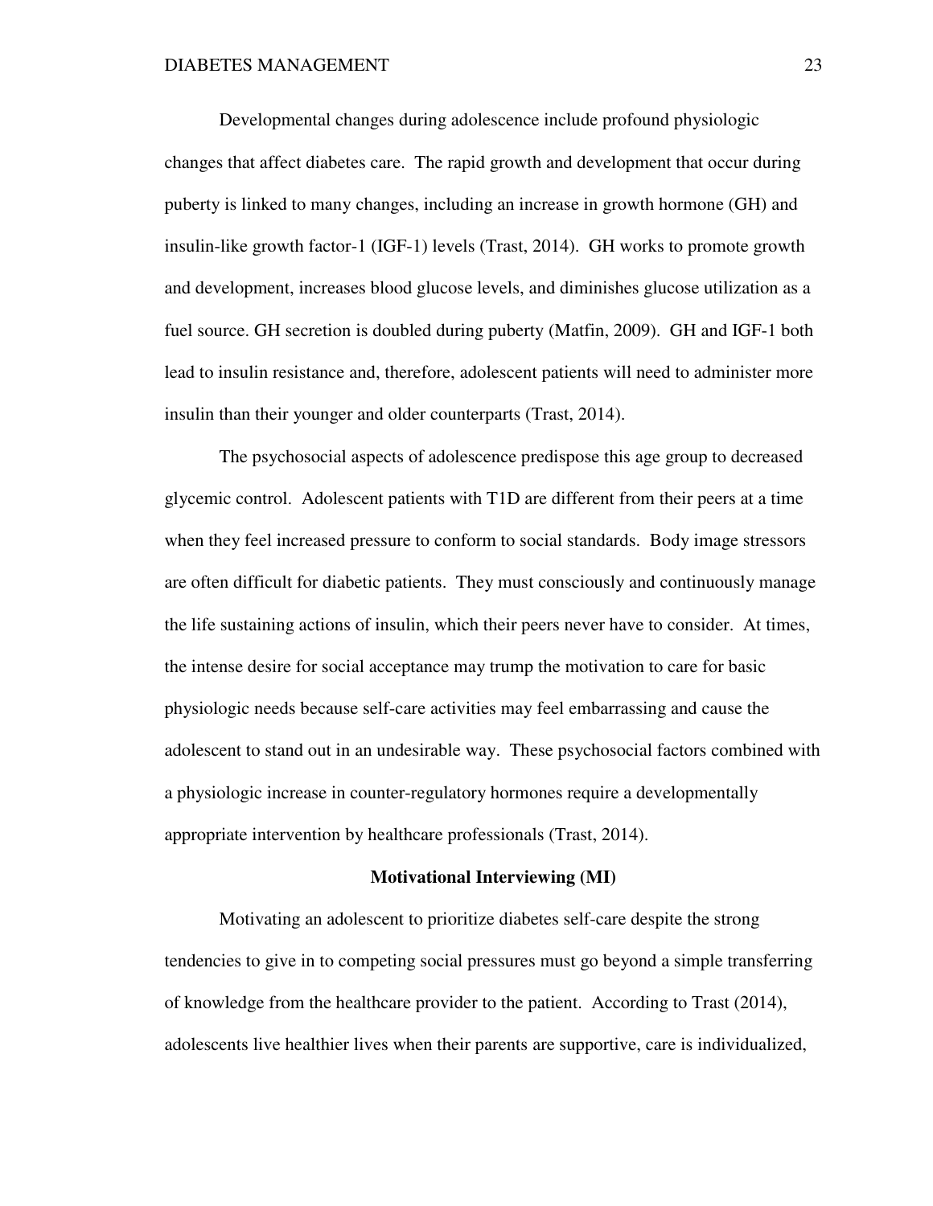Developmental changes during adolescence include profound physiologic changes that affect diabetes care. The rapid growth and development that occur during puberty is linked to many changes, including an increase in growth hormone (GH) and insulin-like growth factor-1 (IGF-1) levels (Trast, 2014). GH works to promote growth and development, increases blood glucose levels, and diminishes glucose utilization as a fuel source. GH secretion is doubled during puberty (Matfin, 2009). GH and IGF-1 both lead to insulin resistance and, therefore, adolescent patients will need to administer more insulin than their younger and older counterparts (Trast, 2014).

The psychosocial aspects of adolescence predispose this age group to decreased glycemic control. Adolescent patients with T1D are different from their peers at a time when they feel increased pressure to conform to social standards. Body image stressors are often difficult for diabetic patients. They must consciously and continuously manage the life sustaining actions of insulin, which their peers never have to consider. At times, the intense desire for social acceptance may trump the motivation to care for basic physiologic needs because self-care activities may feel embarrassing and cause the adolescent to stand out in an undesirable way. These psychosocial factors combined with a physiologic increase in counter-regulatory hormones require a developmentally appropriate intervention by healthcare professionals (Trast, 2014).

## Motivational Interviewing (MI)

Motivating an adolescent to prioritize diabetes self-care despite the strong tendencies to give in to competing social pressures must go beyond a simple transferring of knowledge from the healthcare provider to the patient. According to Trast (2014), adolescents live healthier lives when their parents are supportive, care is individualized,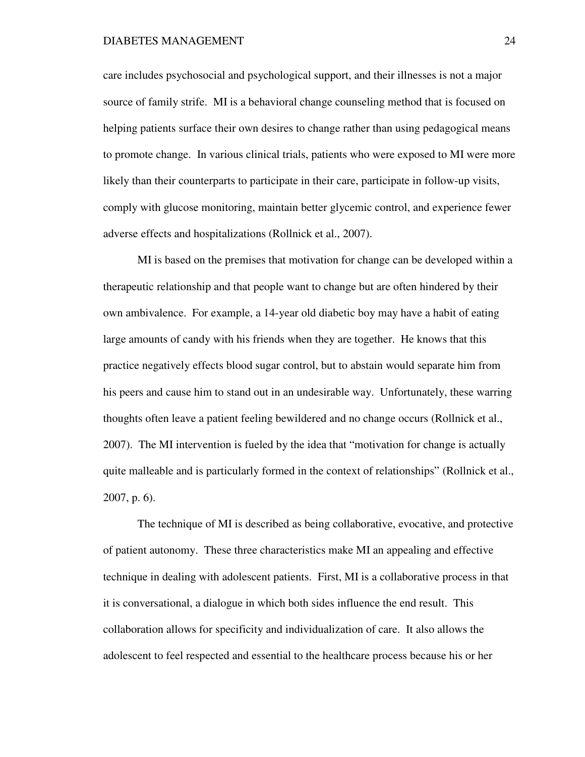care includes psychosocial and psychological support, and their illnesses is not a major source of family strife. MI is a behavioral change counseling method that is focused on helping patients surface their own desires to change rather than using pedagogical means to promote change. In various clinical trials, patients who were exposed to MI were more likely than their counterparts to participate in their care, participate in follow-up visits, comply with glucose monitoring, maintain better glycemic control, and experience fewer adverse effects and hospitalizations (Rollnick et al., 2007).

MI is based on the premises that motivation for change can be developed within a therapeutic relationship and that people want to change but are often hindered by their own ambivalence. For example, a 14-year old diabetic boy may have a habit of eating large amounts of candy with his friends when they are together. He knows that this practice negatively effects blood sugar control, but to abstain would separate him from his peers and cause him to stand out in an undesirable way. Unfortunately, these warring thoughts often leave a patient feeling bewildered and no change occurs (Rollnick et al., 2007). The MI intervention is fueled by the idea that "motivation for change is actually quite malleable and is particularly formed in the context of relationships" (Rollnick et al., 2007, p. 6).

The technique of MI is described as being collaborative, evocative, and protective of patient autonomy. These three characteristics make MI an appealing and effective technique in dealing with adolescent patients. First, MI is a collaborative process in that it is conversational, a dialogue in which both sides influence the end result. This collaboration allows for specificity and individualization of care. It also allows the adolescent to feel respected and essential to the healthcare process because his or her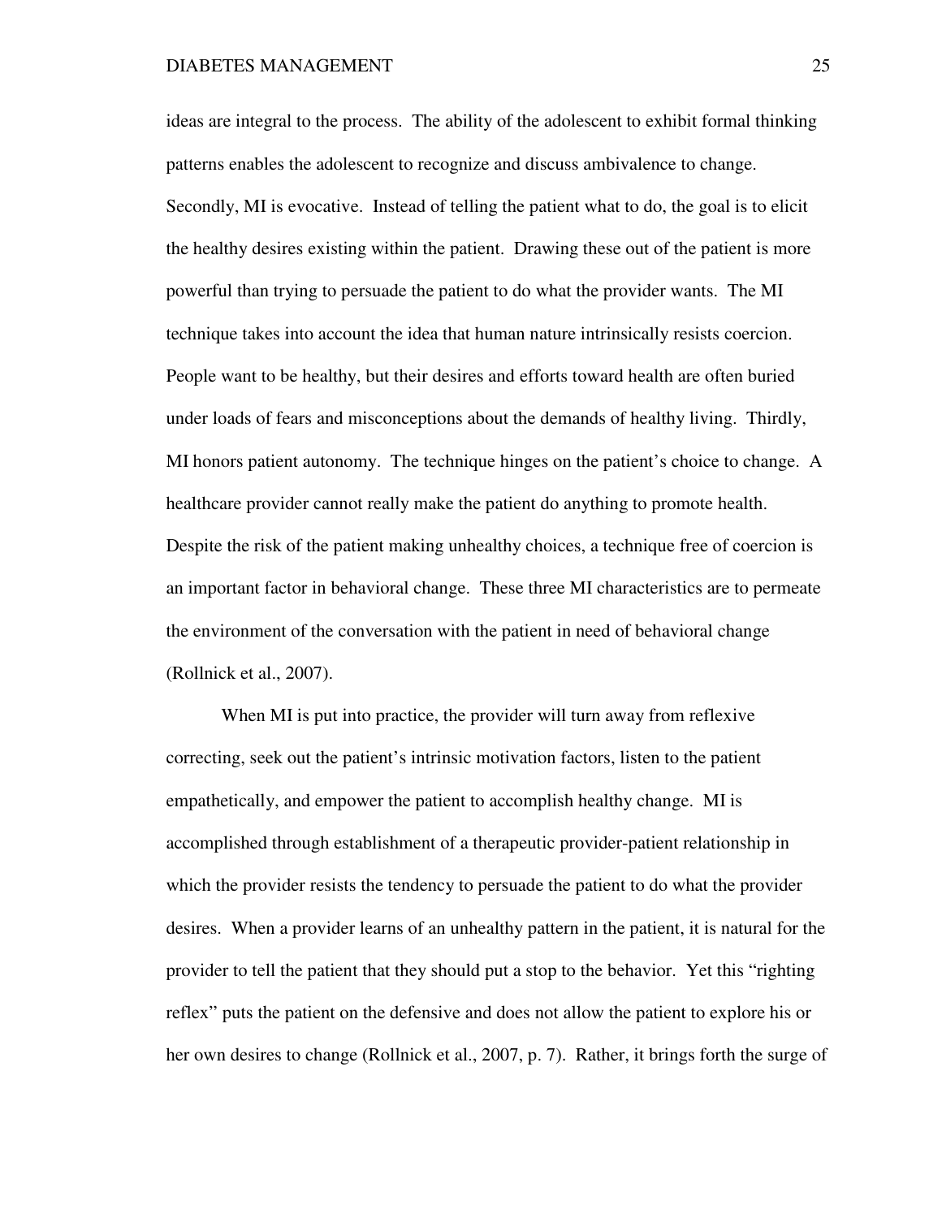ideas are integral to the process. The ability of the adolescent to exhibit formal thinking patterns enables the adolescent to recognize and discuss ambivalence to change. Secondly, MI is evocative. Instead of telling the patient what to do, the goal is to elicit the healthy desires existing within the patient. Drawing these out of the patient is more powerful than trying to persuade the patient to do what the provider wants. The MI technique takes into account the idea that human nature intrinsically resists coercion. People want to be healthy, but their desires and efforts toward health are often buried under loads of fears and misconceptions about the demands of healthy living. Thirdly, MI honors patient autonomy. The technique hinges on the patient's choice to change. A healthcare provider cannot really make the patient do anything to promote health. Despite the risk of the patient making unhealthy choices, a technique free of coercion is an important factor in behavioral change. These three MI characteristics are to permeate the environment of the conversation with the patient in need of behavioral change (Rollnick et al., 2007).

When MI is put into practice, the provider will turn away from reflexive correcting, seek out the patient's intrinsic motivation factors, listen to the patient empathetically, and empower the patient to accomplish healthy change. MI is accomplished through establishment of a therapeutic provider-patient relationship in which the provider resists the tendency to persuade the patient to do what the provider desires. When a provider learns of an unhealthy pattern in the patient, it is natural for the provider to tell the patient that they should put a stop to the behavior. Yet this "righting reflex" puts the patient on the defensive and does not allow the patient to explore his or her own desires to change (Rollnick et al., 2007, p. 7). Rather, it brings forth the surge of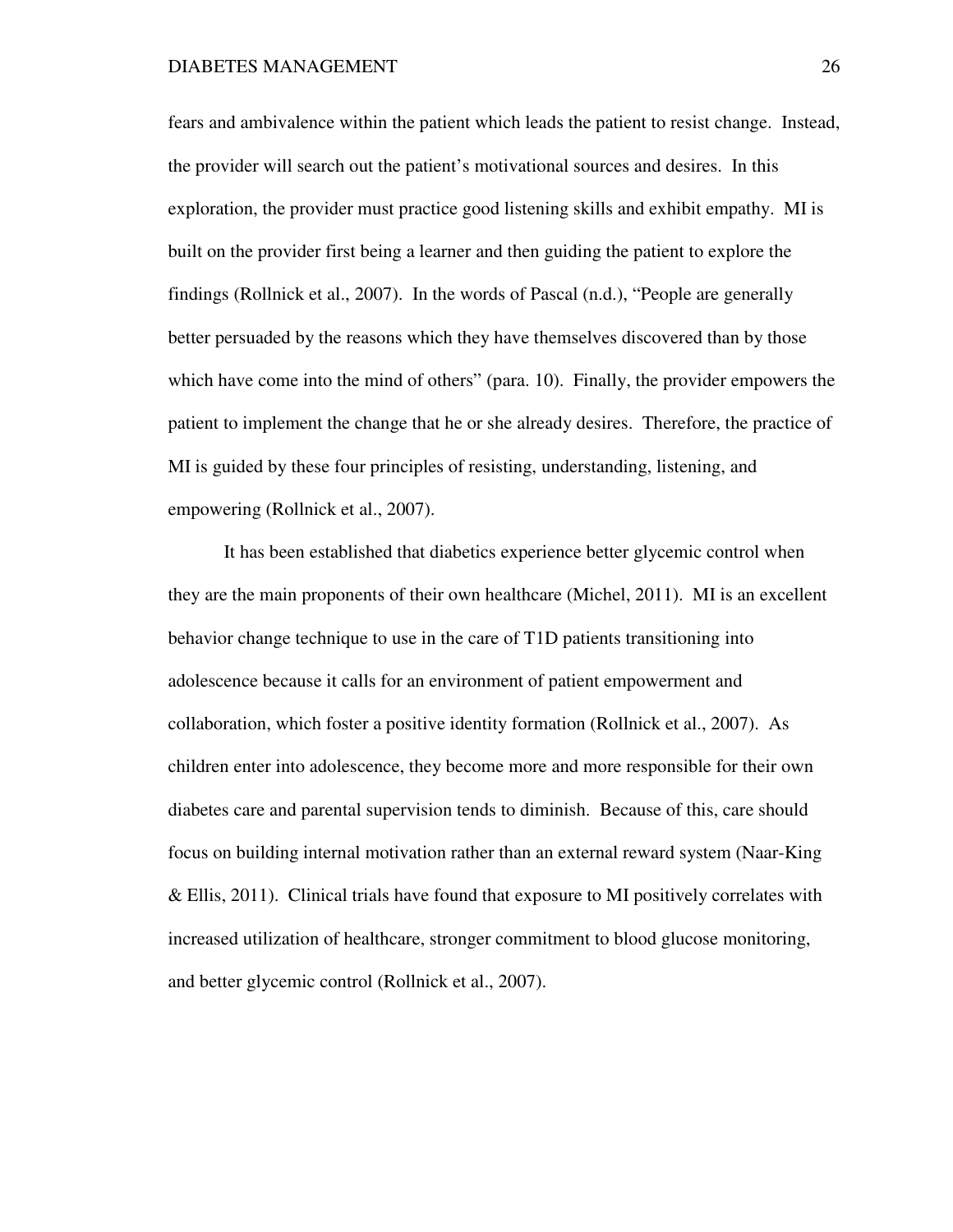fears and ambivalence within the patient which leads the patient to resist change. Instead, the provider will search out the patient's motivational sources and desires. In this exploration, the provider must practice good listening skills and exhibit empathy. MI is built on the provider first being a learner and then guiding the patient to explore the findings (Rollnick et al., 2007). In the words of Pascal (n.d.), "People are generally better persuaded by the reasons which they have themselves discovered than by those which have come into the mind of others" (para. 10). Finally, the provider empowers the patient to implement the change that he or she already desires. Therefore, the practice of MI is guided by these four principles of resisting, understanding, listening, and empowering (Rollnick et al., 2007).

It has been established that diabetics experience better glycemic control when they are the main proponents of their own healthcare (Michel, 2011). MI is an excellent behavior change technique to use in the care of T1D patients transitioning into adolescence because it calls for an environment of patient empowerment and collaboration, which foster a positive identity formation (Rollnick et al., 2007). As children enter into adolescence, they become more and more responsible for their own diabetes care and parental supervision tends to diminish. Because of this, care should focus on building internal motivation rather than an external reward system (Naar-King & Ellis, 2011). Clinical trials have found that exposure to MI positively correlates with increased utilization of healthcare, stronger commitment to blood glucose monitoring, and better glycemic control (Rollnick et al., 2007).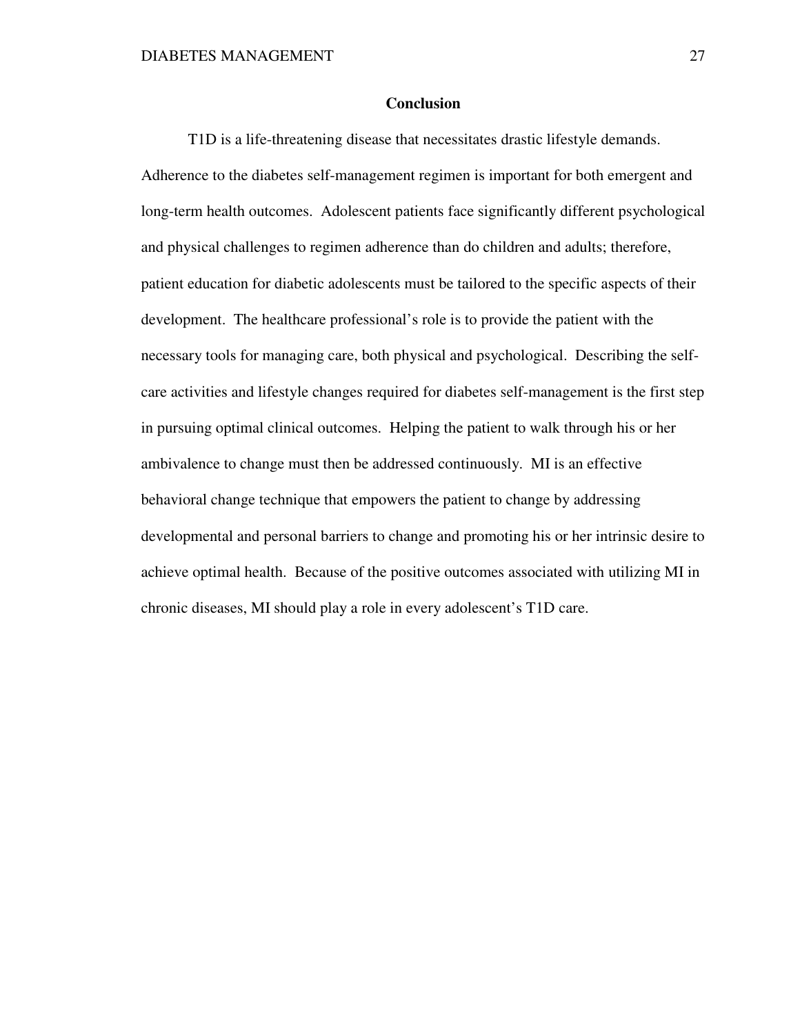## Conclusion

T1D is a life-threatening disease that necessitates drastic lifestyle demands. Adherence to the diabetes self-management regimen is important for both emergent and long-term health outcomes. Adolescent patients face significantly different psychological and physical challenges to regimen adherence than do children and adults; therefore, patient education for diabetic adolescents must be tailored to the specific aspects of their development. The healthcare professional's role is to provide the patient with the necessary tools for managing care, both physical and psychological. Describing the self-care activities and lifestyle changes required for diabetes self-management is the first step in pursuing optimal clinical outcomes. Helping the patient to walk through his or her ambivalence to change must then be addressed continuously. MI is an effective behavioral change technique that empowers the patient to change by addressing developmental and personal barriers to change and promoting his or her intrinsic desire to achieve optimal health. Because of the positive outcomes associated with utilizing MI in chronic diseases, MI should play a role in every adolescent's T1D care.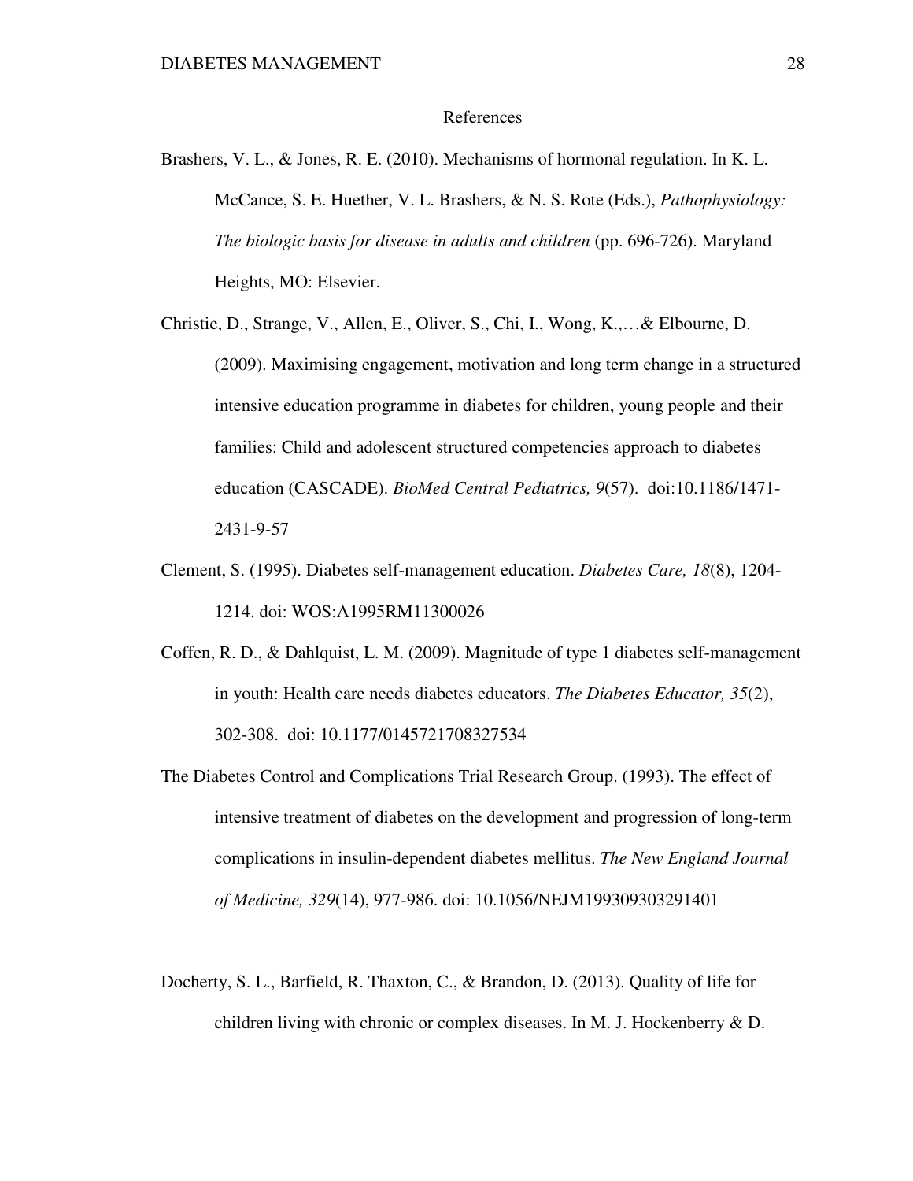References

Brashers, V. L., & Jones, R. E. (2010). Mechanisms of hormonal regulation. In K. L. McCance, S. E. Huether, V. L. Brashers, & N. S. Rote (Eds.), *Pathophysiology: The biologic basis for disease in adults and children* (pp. 696-726). Maryland Heights, MO: Elsevier.

Christie, D., Strange, V., Allen, E., Oliver, S., Chi, I., Wong, K.,…& Elbourne, D. (2009). Maximising engagement, motivation and long term change in a structured intensive education programme in diabetes for children, young people and their families: Child and adolescent structured competencies approach to diabetes education (CASCADE). *BioMed Central Pediatrics, 9*(57). doi:10.1186/1471-2431-9-57

Clement, S. (1995). Diabetes self-management education. *Diabetes Care, 18*(8), 1204-1214. doi: WOS:A1995RM11300026

Coffen, R. D., & Dahlquist, L. M. (2009). Magnitude of type 1 diabetes self-management in youth: Health care needs diabetes educators. *The Diabetes Educator, 35*(2), 302-308. doi: 10.1177/0145721708327534

The Diabetes Control and Complications Trial Research Group. (1993). The effect of intensive treatment of diabetes on the development and progression of long-term complications in insulin-dependent diabetes mellitus. *The New England Journal of Medicine, 329*(14), 977-986. doi: 10.1056/NEJM199309303291401

Docherty, S. L., Barfield, R. Thaxton, C., & Brandon, D. (2013). Quality of life for children living with chronic or complex diseases. In M. J. Hockenberry & D.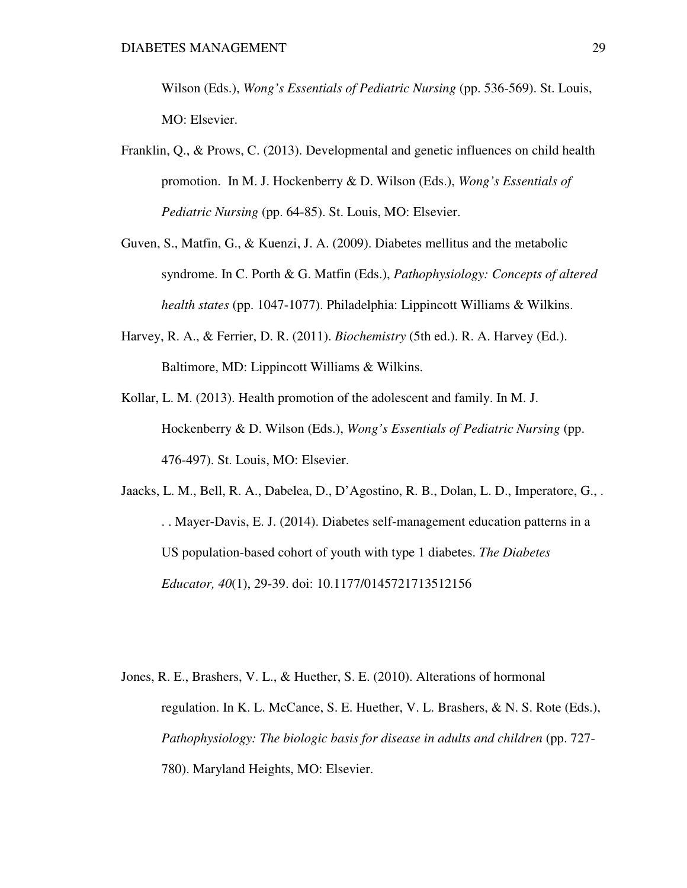Wilson (Eds.), *Wong's Essentials of Pediatric Nursing* (pp. 536-569). St. Louis, MO: Elsevier.

Franklin, Q., & Prows, C. (2013). Developmental and genetic influences on child health promotion. In M. J. Hockenberry & D. Wilson (Eds.), *Wong's Essentials of Pediatric Nursing* (pp. 64-85). St. Louis, MO: Elsevier.

Guven, S., Matfin, G., & Kuenzi, J. A. (2009). Diabetes mellitus and the metabolic syndrome. In C. Porth & G. Matfin (Eds.), *Pathophysiology: Concepts of altered health states* (pp. 1047-1077). Philadelphia: Lippincott Williams & Wilkins.

Harvey, R. A., & Ferrier, D. R. (2011). *Biochemistry* (5th ed.). R. A. Harvey (Ed.). Baltimore, MD: Lippincott Williams & Wilkins.

Kollar, L. M. (2013). Health promotion of the adolescent and family. In M. J. Hockenberry & D. Wilson (Eds.), *Wong's Essentials of Pediatric Nursing* (pp. 476-497). St. Louis, MO: Elsevier.

Jaacks, L. M., Bell, R. A., Dabelea, D., D'Agostino, R. B., Dolan, L. D., Imperatore, G., . . . Mayer-Davis, E. J. (2014). Diabetes self-management education patterns in a US population-based cohort of youth with type 1 diabetes. *The Diabetes Educator, 40*(1), 29-39. doi: 10.1177/0145721713512156

Jones, R. E., Brashers, V. L., & Huether, S. E. (2010). Alterations of hormonal regulation. In K. L. McCance, S. E. Huether, V. L. Brashers, & N. S. Rote (Eds.), *Pathophysiology: The biologic basis for disease in adults and children* (pp. 727-780). Maryland Heights, MO: Elsevier.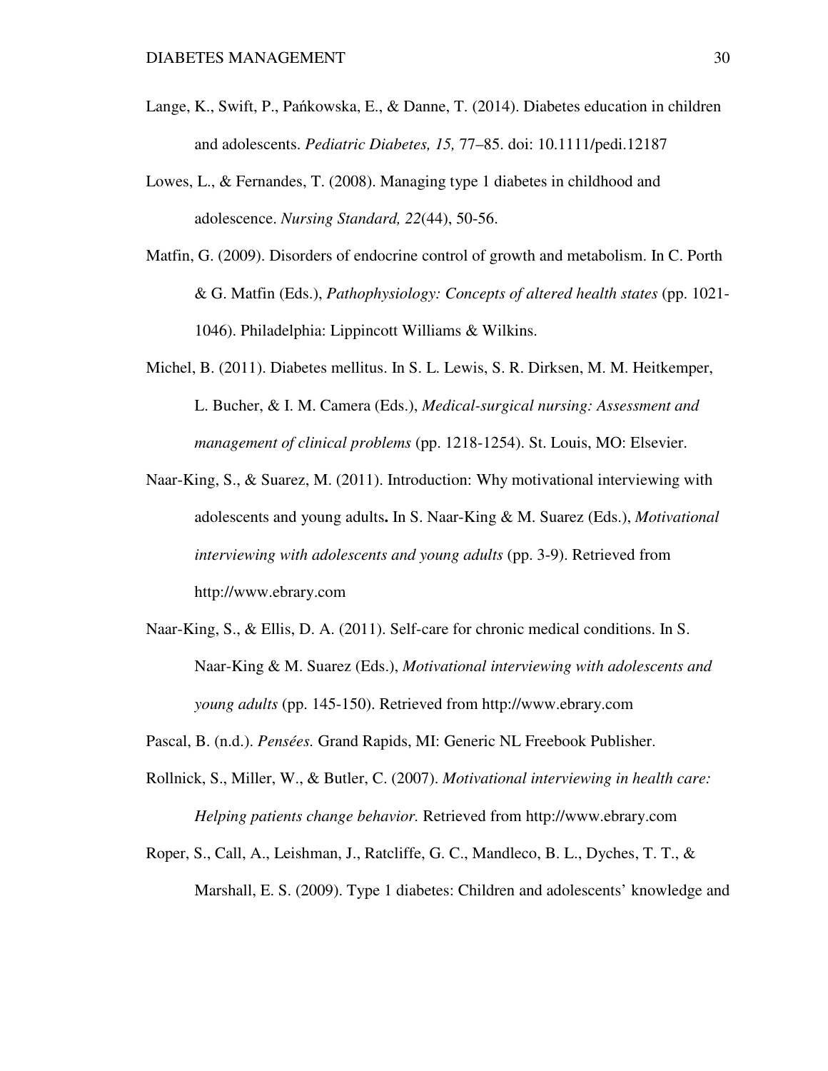Lange, K., Swift, P., Pańkowska, E., & Danne, T. (2014). Diabetes education in children and adolescents. *Pediatric Diabetes, 15,* 77–85. doi: 10.1111/pedi.12187

Lowes, L., & Fernandes, T. (2008). Managing type 1 diabetes in childhood and adolescence. *Nursing Standard, 22*(44), 50-56.

Matfin, G. (2009). Disorders of endocrine control of growth and metabolism. In C. Porth & G. Matfin (Eds.), *Pathophysiology: Concepts of altered health states* (pp. 1021-1046). Philadelphia: Lippincott Williams & Wilkins.

Michel, B. (2011). Diabetes mellitus. In S. L. Lewis, S. R. Dirksen, M. M. Heitkemper, L. Bucher, & I. M. Camera (Eds.), *Medical-surgical nursing: Assessment and management of clinical problems* (pp. 1218-1254). St. Louis, MO: Elsevier.

Naar-King, S., & Suarez, M. (2011). Introduction: Why motivational interviewing with adolescents and young adults**.** In S. Naar-King & M. Suarez (Eds.), *Motivational interviewing with adolescents and young adults* (pp. 3-9). Retrieved from http://www.ebrary.com

Naar-King, S., & Ellis, D. A. (2011). Self-care for chronic medical conditions. In S. Naar-King & M. Suarez (Eds.), *Motivational interviewing with adolescents and young adults* (pp. 145-150). Retrieved from http://www.ebrary.com

Pascal, B. (n.d.). *Pensées.* Grand Rapids, MI: Generic NL Freebook Publisher.

Rollnick, S., Miller, W., & Butler, C. (2007). *Motivational interviewing in health care: Helping patients change behavior.* Retrieved from http://www.ebrary.com

Roper, S., Call, A., Leishman, J., Ratcliffe, G. C., Mandleco, B. L., Dyches, T. T., & Marshall, E. S. (2009). Type 1 diabetes: Children and adolescents' knowledge and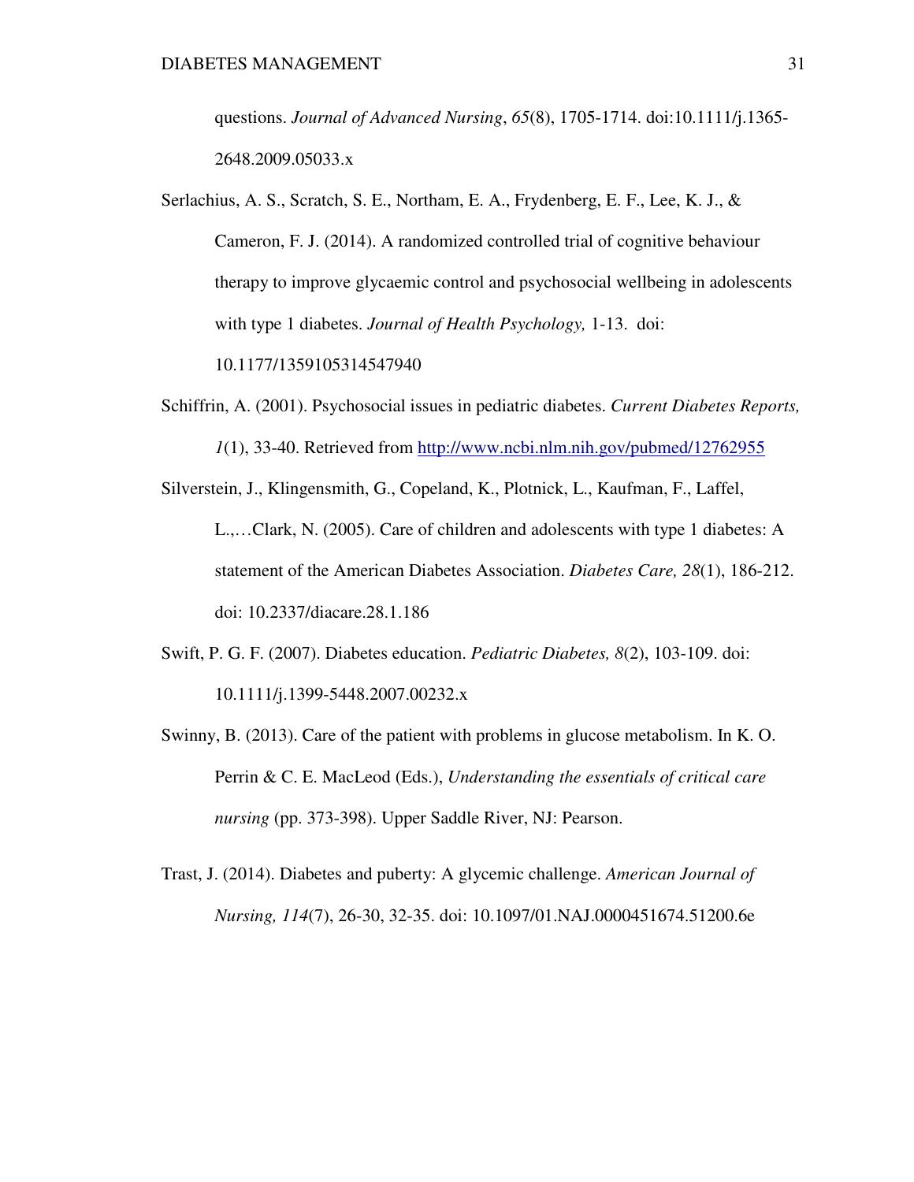questions. *Journal of Advanced Nursing*, *65*(8), 1705-1714. doi:10.1111/j.1365-2648.2009.05033.x

Serlachius, A. S., Scratch, S. E., Northam, E. A., Frydenberg, E. F., Lee, K. J., & Cameron, F. J. (2014). A randomized controlled trial of cognitive behaviour therapy to improve glycaemic control and psychosocial wellbeing in adolescents with type 1 diabetes. *Journal of Health Psychology,* 1-13. doi: 10.1177/1359105314547940

Schiffrin, A. (2001). Psychosocial issues in pediatric diabetes. *Current Diabetes Reports, 1*(1), 33-40. Retrieved from http://www.ncbi.nlm.nih.gov/pubmed/12762955

Silverstein, J., Klingensmith, G., Copeland, K., Plotnick, L., Kaufman, F., Laffel, L.,…Clark, N. (2005). Care of children and adolescents with type 1 diabetes: A statement of the American Diabetes Association. *Diabetes Care, 28*(1), 186-212. doi: 10.2337/diacare.28.1.186

Swift, P. G. F. (2007). Diabetes education. *Pediatric Diabetes, 8*(2), 103-109. doi: 10.1111/j.1399-5448.2007.00232.x

Swinny, B. (2013). Care of the patient with problems in glucose metabolism. In K. O. Perrin & C. E. MacLeod (Eds.), *Understanding the essentials of critical care nursing* (pp. 373-398). Upper Saddle River, NJ: Pearson.

Trast, J. (2014). Diabetes and puberty: A glycemic challenge. *American Journal of Nursing, 114*(7), 26-30, 32-35. doi: 10.1097/01.NAJ.0000451674.51200.6e